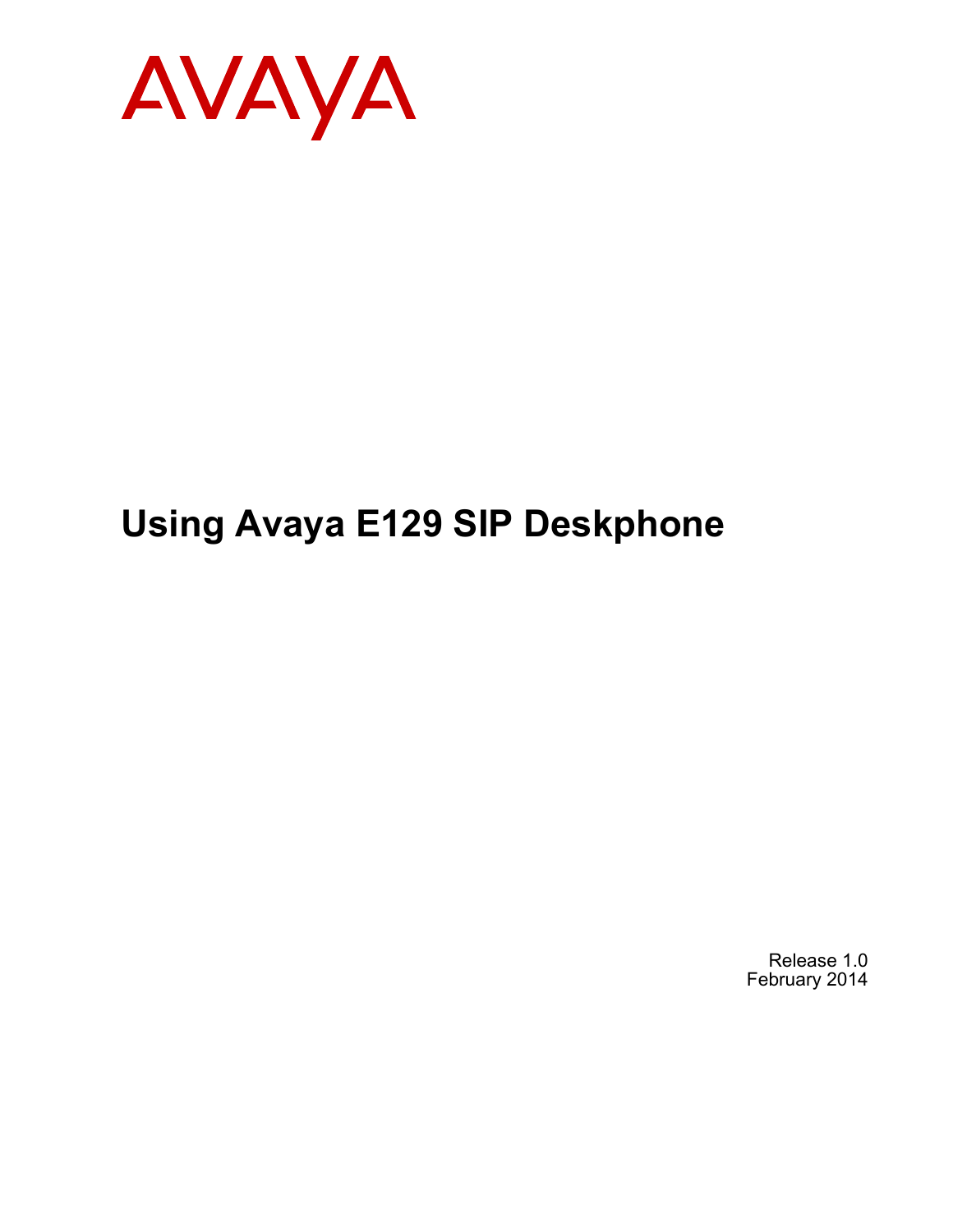AVAYA

# Using Avaya E129 SIP Deskphone

Release 1.0
February 2014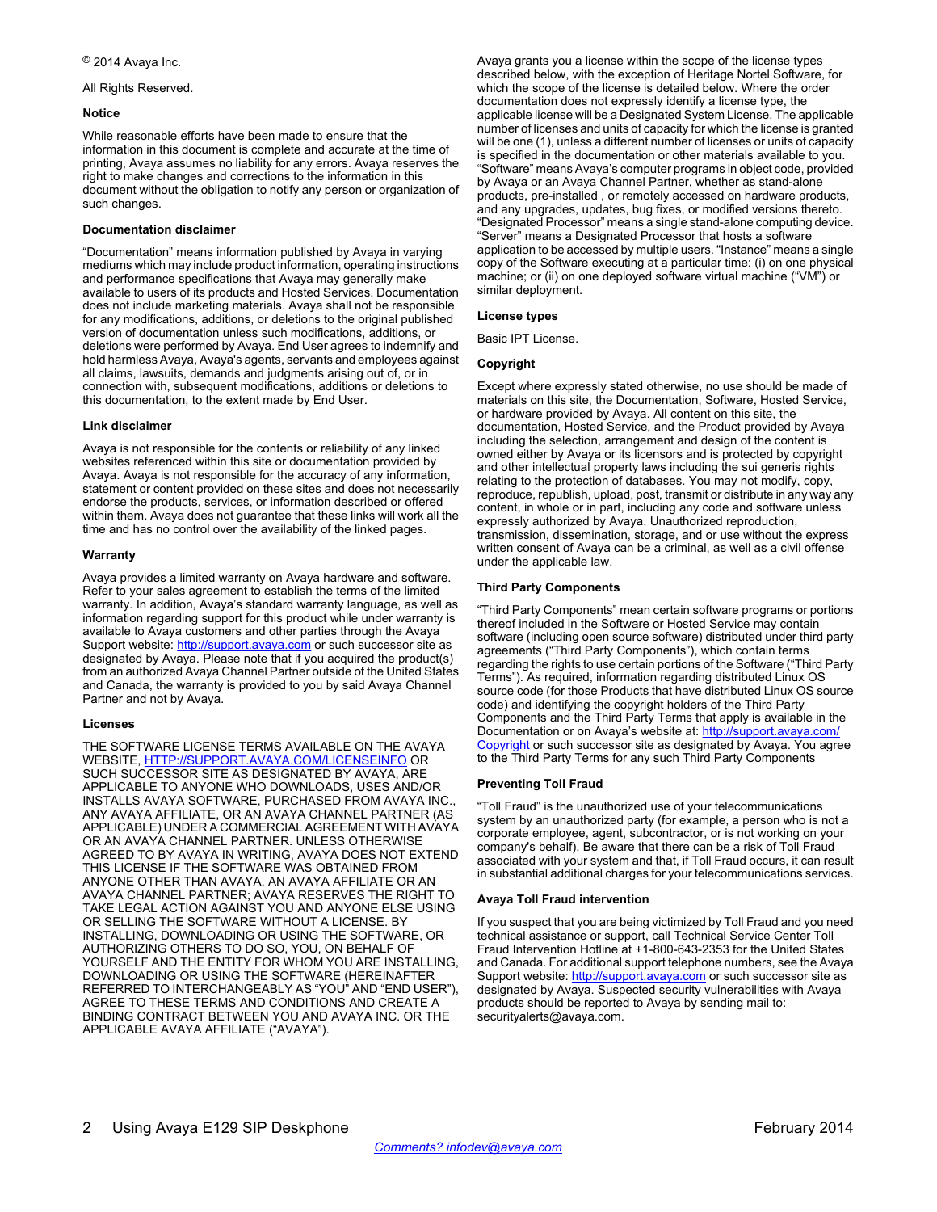© 2014 Avaya Inc.

All Rights Reserved.

#### Notice

While reasonable efforts have been made to ensure that the information in this document is complete and accurate at the time of printing, Avaya assumes no liability for any errors. Avaya reserves the right to make changes and corrections to the information in this document without the obligation to notify any person or organization of such changes.

#### Documentation disclaimer

"Documentation" means information published by Avaya in varying mediums which may include product information, operating instructions and performance specifications that Avaya may generally make available to users of its products and Hosted Services. Documentation does not include marketing materials. Avaya shall not be responsible for any modifications, additions, or deletions to the original published version of documentation unless such modifications, additions, or deletions were performed by Avaya. End User agrees to indemnify and hold harmless Avaya, Avaya's agents, servants and employees against all claims, lawsuits, demands and judgments arising out of, or in connection with, subsequent modifications, additions or deletions to this documentation, to the extent made by End User.

#### Link disclaimer

Avaya is not responsible for the contents or reliability of any linked websites referenced within this site or documentation provided by Avaya. Avaya is not responsible for the accuracy of any information, statement or content provided on these sites and does not necessarily endorse the products, services, or information described or offered within them. Avaya does not guarantee that these links will work all the time and has no control over the availability of the linked pages.

#### Warranty

Avaya provides a limited warranty on Avaya hardware and software. Refer to your sales agreement to establish the terms of the limited warranty. In addition, Avaya's standard warranty language, as well as information regarding support for this product while under warranty is available to Avaya customers and other parties through the Avaya Support website: http://support.avaya.com or such successor site as designated by Avaya. Please note that if you acquired the product(s) from an authorized Avaya Channel Partner outside of the United States and Canada, the warranty is provided to you by said Avaya Channel Partner and not by Avaya.

#### Licenses

THE SOFTWARE LICENSE TERMS AVAILABLE ON THE AVAYA WEBSITE, HTTP://SUPPORT.AVAYA.COM/LICENSEINFO OR SUCH SUCCESSOR SITE AS DESIGNATED BY AVAYA, ARE APPLICABLE TO ANYONE WHO DOWNLOADS, USES AND/OR INSTALLS AVAYA SOFTWARE, PURCHASED FROM AVAYA INC., ANY AVAYA AFFILIATE, OR AN AVAYA CHANNEL PARTNER (AS APPLICABLE) UNDER A COMMERCIAL AGREEMENT WITH AVAYA OR AN AVAYA CHANNEL PARTNER. UNLESS OTHERWISE AGREED TO BY AVAYA IN WRITING, AVAYA DOES NOT EXTEND THIS LICENSE IF THE SOFTWARE WAS OBTAINED FROM ANYONE OTHER THAN AVAYA, AN AVAYA AFFILIATE OR AN AVAYA CHANNEL PARTNER; AVAYA RESERVES THE RIGHT TO TAKE LEGAL ACTION AGAINST YOU AND ANYONE ELSE USING OR SELLING THE SOFTWARE WITHOUT A LICENSE. BY INSTALLING, DOWNLOADING OR USING THE SOFTWARE, OR AUTHORIZING OTHERS TO DO SO, YOU, ON BEHALF OF YOURSELF AND THE ENTITY FOR WHOM YOU ARE INSTALLING, DOWNLOADING OR USING THE SOFTWARE (HEREINAFTER REFERRED TO INTERCHANGEABLY AS "YOU" AND "END USER"), AGREE TO THESE TERMS AND CONDITIONS AND CREATE A BINDING CONTRACT BETWEEN YOU AND AVAYA INC. OR THE APPLICABLE AVAYA AFFILIATE ("AVAYA").

Avaya grants you a license within the scope of the license types described below, with the exception of Heritage Nortel Software, for which the scope of the license is detailed below. Where the order documentation does not expressly identify a license type, the applicable license will be a Designated System License. The applicable number of licenses and units of capacity for which the license is granted will be one (1), unless a different number of licenses or units of capacity is specified in the documentation or other materials available to you. "Software" means Avaya's computer programs in object code, provided by Avaya or an Avaya Channel Partner, whether as stand-alone products, pre-installed , or remotely accessed on hardware products, and any upgrades, updates, bug fixes, or modified versions thereto. "Designated Processor" means a single stand-alone computing device. "Server" means a Designated Processor that hosts a software application to be accessed by multiple users. "Instance" means a single copy of the Software executing at a particular time: (i) on one physical machine; or (ii) on one deployed software virtual machine ("VM") or similar deployment.

#### License types

Basic IPT License.

#### Copyright

Except where expressly stated otherwise, no use should be made of materials on this site, the Documentation, Software, Hosted Service, or hardware provided by Avaya. All content on this site, the documentation, Hosted Service, and the Product provided by Avaya including the selection, arrangement and design of the content is owned either by Avaya or its licensors and is protected by copyright and other intellectual property laws including the sui generis rights relating to the protection of databases. You may not modify, copy, reproduce, republish, upload, post, transmit or distribute in any way any content, in whole or in part, including any code and software unless expressly authorized by Avaya. Unauthorized reproduction, transmission, dissemination, storage, and or use without the express written consent of Avaya can be a criminal, as well as a civil offense under the applicable law.

#### Third Party Components

"Third Party Components" mean certain software programs or portions thereof included in the Software or Hosted Service may contain software (including open source software) distributed under third party agreements ("Third Party Components"), which contain terms regarding the rights to use certain portions of the Software ("Third Party Terms"). As required, information regarding distributed Linux OS source code (for those Products that have distributed Linux OS source code) and identifying the copyright holders of the Third Party Components and the Third Party Terms that apply is available in the Documentation or on Avaya's website at: http://support.avaya.com/Copyright or such successor site as designated by Avaya. You agree to the Third Party Terms for any such Third Party Components

#### Preventing Toll Fraud

"Toll Fraud" is the unauthorized use of your telecommunications system by an unauthorized party (for example, a person who is not a corporate employee, agent, subcontractor, or is not working on your company's behalf). Be aware that there can be a risk of Toll Fraud associated with your system and that, if Toll Fraud occurs, it can result in substantial additional charges for your telecommunications services.

#### Avaya Toll Fraud intervention

If you suspect that you are being victimized by Toll Fraud and you need technical assistance or support, call Technical Service Center Toll Fraud Intervention Hotline at +1-800-643-2353 for the United States and Canada. For additional support telephone numbers, see the Avaya Support website: http://support.avaya.com or such successor site as designated by Avaya. Suspected security vulnerabilities with Avaya products should be reported to Avaya by sending mail to: securityalerts@avaya.com.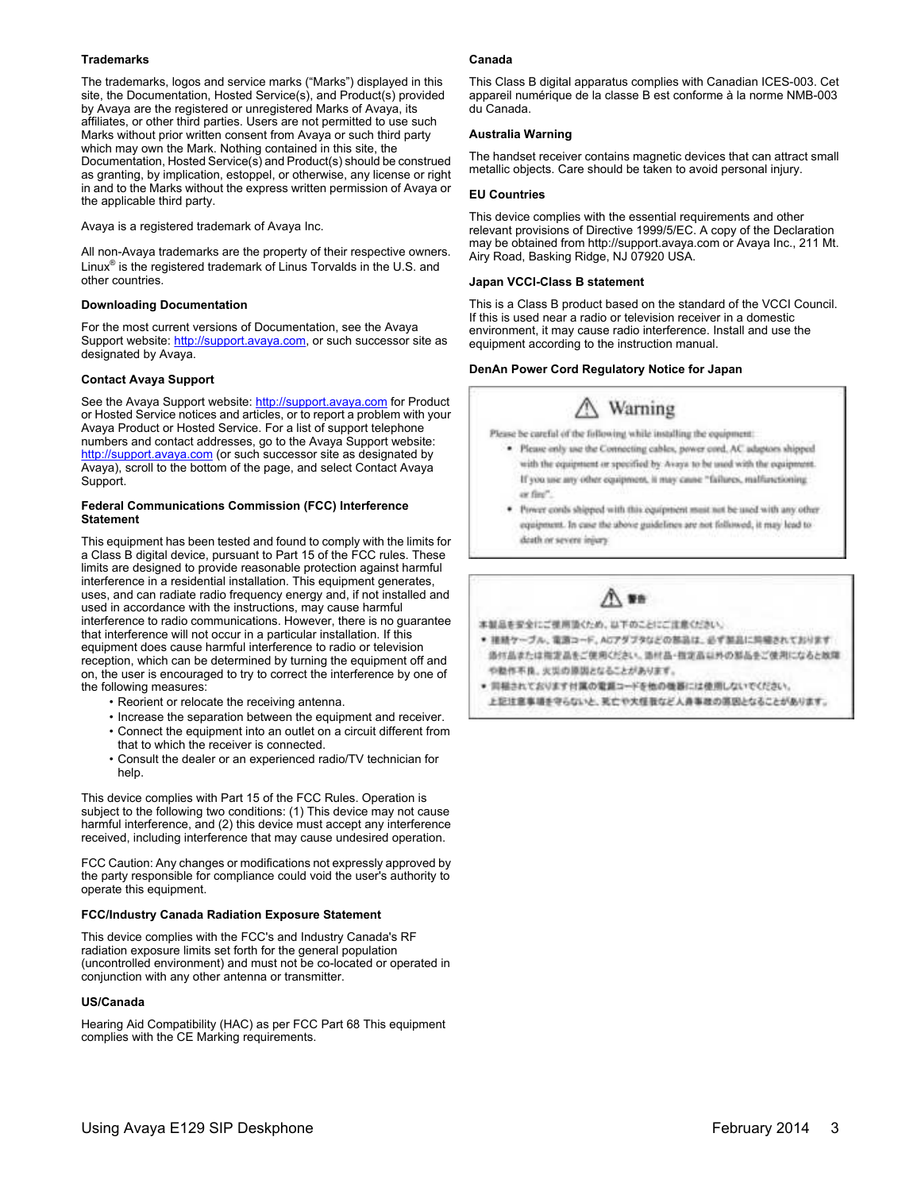### Trademarks

The trademarks, logos and service marks ("Marks") displayed in this site, the Documentation, Hosted Service(s), and Product(s) provided by Avaya are the registered or unregistered Marks of Avaya, its affiliates, or other third parties. Users are not permitted to use such Marks without prior written consent from Avaya or such third party which may own the Mark. Nothing contained in this site, the Documentation, Hosted Service(s) and Product(s) should be construed as granting, by implication, estoppel, or otherwise, any license or right in and to the Marks without the express written permission of Avaya or the applicable third party.

Avaya is a registered trademark of Avaya Inc.

All non-Avaya trademarks are the property of their respective owners. Linux® is the registered trademark of Linus Torvalds in the U.S. and other countries.

### Downloading Documentation

For the most current versions of Documentation, see the Avaya Support website: http://support.avaya.com, or such successor site as designated by Avaya.

### Contact Avaya Support

See the Avaya Support website: http://support.avaya.com for Product or Hosted Service notices and articles, or to report a problem with your Avaya Product or Hosted Service. For a list of support telephone numbers and contact addresses, go to the Avaya Support website: http://support.avaya.com (or such successor site as designated by Avaya), scroll to the bottom of the page, and select Contact Avaya Support.

### Federal Communications Commission (FCC) Interference Statement

This equipment has been tested and found to comply with the limits for a Class B digital device, pursuant to Part 15 of the FCC rules. These limits are designed to provide reasonable protection against harmful interference in a residential installation. This equipment generates, uses, and can radiate radio frequency energy and, if not installed and used in accordance with the instructions, may cause harmful interference to radio communications. However, there is no guarantee that interference will not occur in a particular installation. If this equipment does cause harmful interference to radio or television reception, which can be determined by turning the equipment off and on, the user is encouraged to try to correct the interference by one of the following measures:

- Reorient or relocate the receiving antenna.
- Increase the separation between the equipment and receiver.
- Connect the equipment into an outlet on a circuit different from that to which the receiver is connected.
- Consult the dealer or an experienced radio/TV technician for help.

This device complies with Part 15 of the FCC Rules. Operation is subject to the following two conditions: (1) This device may not cause harmful interference, and (2) this device must accept any interference received, including interference that may cause undesired operation.

FCC Caution: Any changes or modifications not expressly approved by the party responsible for compliance could void the user's authority to operate this equipment.

### FCC/Industry Canada Radiation Exposure Statement

This device complies with the FCC's and Industry Canada's RF radiation exposure limits set forth for the general population (uncontrolled environment) and must not be co-located or operated in conjunction with any other antenna or transmitter.

### US/Canada

Hearing Aid Compatibility (HAC) as per FCC Part 68 This equipment complies with the CE Marking requirements.

### Canada

This Class B digital apparatus complies with Canadian ICES-003. Cet appareil numérique de la classe B est conforme à la norme NMB-003 du Canada.

### Australia Warning

The handset receiver contains magnetic devices that can attract small metallic objects. Care should be taken to avoid personal injury.

### EU Countries

This device complies with the essential requirements and other relevant provisions of Directive 1999/5/EC. A copy of the Declaration may be obtained from http://support.avaya.com or Avaya Inc., 211 Mt. Airy Road, Basking Ridge, NJ 07920 USA.

### Japan VCCI-Class B statement

This is a Class B product based on the standard of the VCCI Council. If this is used near a radio or television receiver in a domestic environment, it may cause radio interference. Install and use the equipment according to the instruction manual.

### DenAn Power Cord Regulatory Notice for Japan

**Warning**

Please be careful of the following while installing the equipment:

- Please only use the Connecting cables, power cord, AC adaptors shipped with the equipment or specified by Avaya to be used with the equipment. If you use any other equipment, it may cause "failures, malfunctioning or fire".
- Power cords shipped with this equipment must not be used with any other equipment. In case the above guidelines are not followed, it may lead to death or severe injury.

**警告**

本製品を安全にご使用頂くため、以下のことにご注意ください。

- 接続ケーブル、電源コード、ACアダプタなどの部品は、必ず製品に同梱されております添付品または指定品をご使用ください。添付品・指定品以外の部品をご使用になると故障や動作不良、火災の原因となることがあります。
- 同梱されております付属の電源コードを他の機器には使用しないでください。上記注意事項を守らないと、死亡や大怪我など人身事故の原因となることがあります。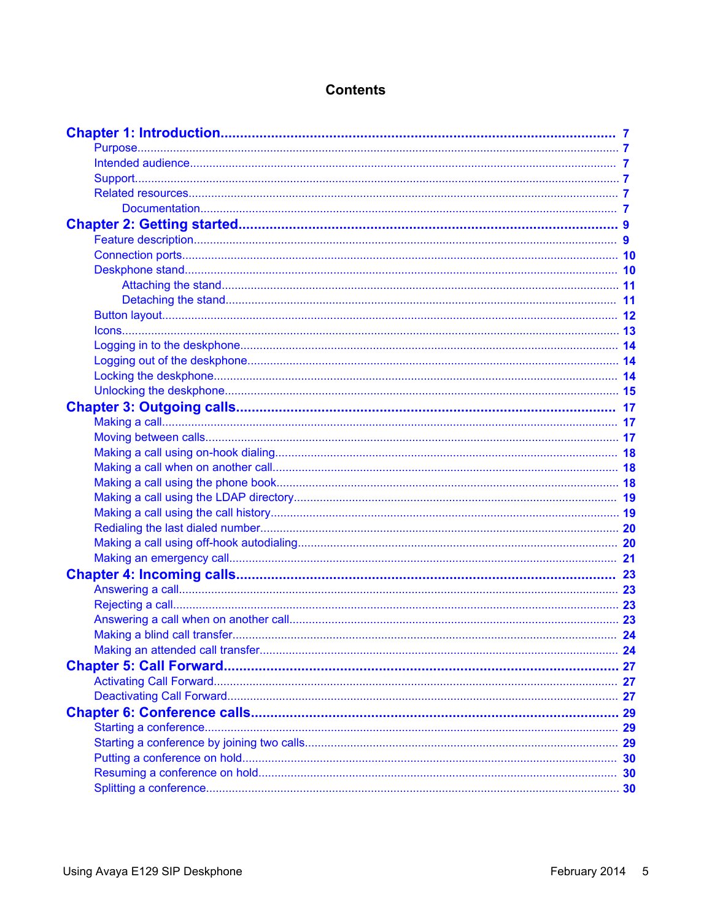# Contents

**Chapter 1: Introduction** ........ 7
- Purpose ........ 7
- Intended audience ........ 7
- Support ........ 7
- Related resources ........ 7
  - Documentation ........ 7

**Chapter 2: Getting started** ........ 9
- Feature description ........ 9
- Connection ports ........ 10
- Deskphone stand ........ 10
  - Attaching the stand ........ 11
  - Detaching the stand ........ 11
- Button layout ........ 12
- Icons ........ 13
- Logging in to the deskphone ........ 14
- Logging out of the deskphone ........ 14
- Locking the deskphone ........ 14
- Unlocking the deskphone ........ 15

**Chapter 3: Outgoing calls** ........ 17
- Making a call ........ 17
- Moving between calls ........ 17
- Making a call using on-hook dialing ........ 18
- Making a call when on another call ........ 18
- Making a call using the phone book ........ 18
- Making a call using the LDAP directory ........ 19
- Making a call using the call history ........ 19
- Redialing the last dialed number ........ 20
- Making a call using off-hook autodialing ........ 20
- Making an emergency call ........ 21

**Chapter 4: Incoming calls** ........ 23
- Answering a call ........ 23
- Rejecting a call ........ 23
- Answering a call when on another call ........ 23
- Making a blind call transfer ........ 24
- Making an attended call transfer ........ 24

**Chapter 5: Call Forward** ........ 27
- Activating Call Forward ........ 27
- Deactivating Call Forward ........ 27

**Chapter 6: Conference calls** ........ 29
- Starting a conference ........ 29
- Starting a conference by joining two calls ........ 29
- Putting a conference on hold ........ 30
- Resuming a conference on hold ........ 30
- Splitting a conference ........ 30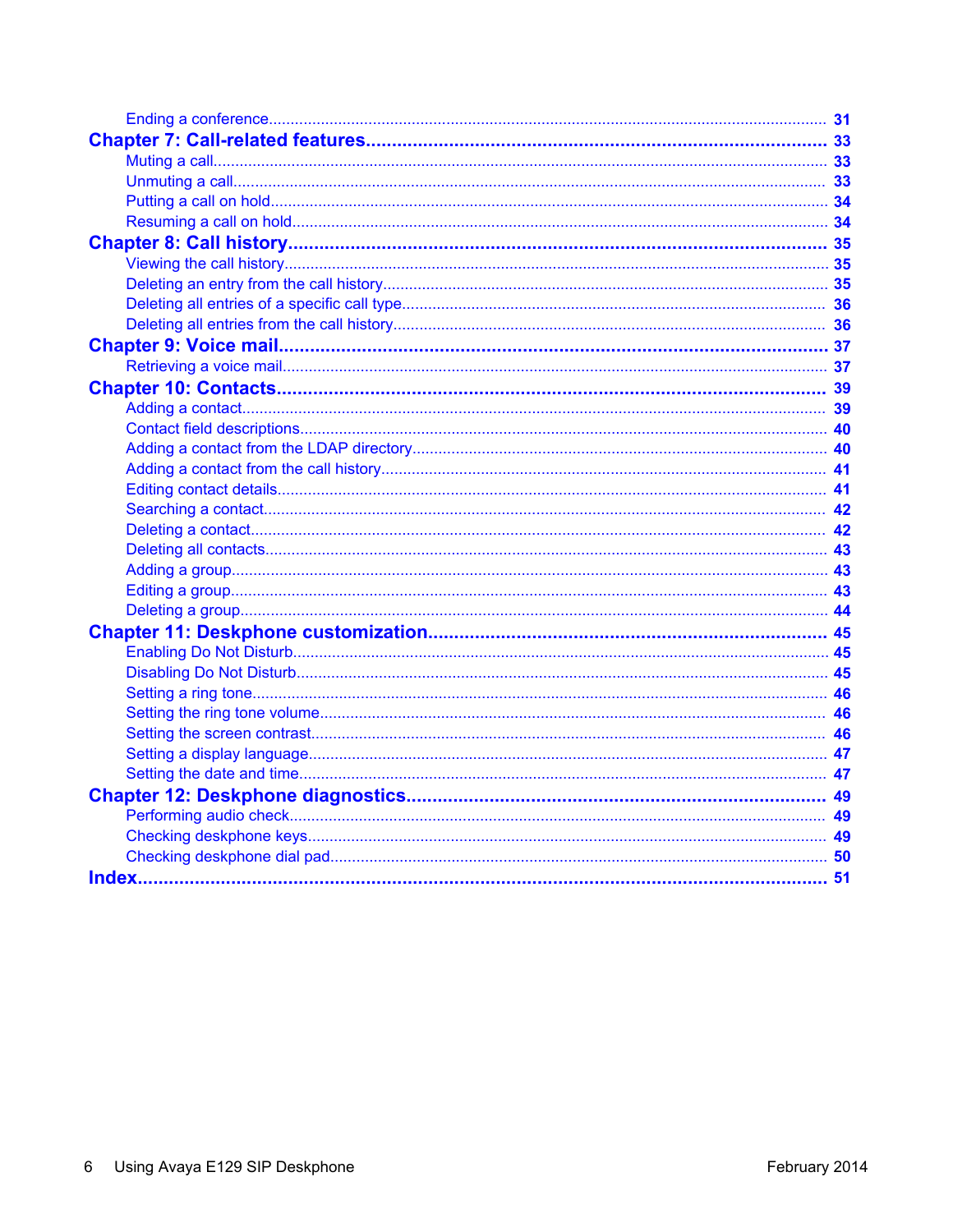Ending a conference ..... 31

**Chapter 7: Call-related features ..... 33**

Muting a call ..... 33

Unmuting a call ..... 33

Putting a call on hold ..... 34

Resuming a call on hold ..... 34

**Chapter 8: Call history ..... 35**

Viewing the call history ..... 35

Deleting an entry from the call history ..... 35

Deleting all entries of a specific call type ..... 36

Deleting all entries from the call history ..... 36

**Chapter 9: Voice mail ..... 37**

Retrieving a voice mail ..... 37

**Chapter 10: Contacts ..... 39**

Adding a contact ..... 39

Contact field descriptions ..... 40

Adding a contact from the LDAP directory ..... 40

Adding a contact from the call history ..... 41

Editing contact details ..... 41

Searching a contact ..... 42

Deleting a contact ..... 42

Deleting all contacts ..... 43

Adding a group ..... 43

Editing a group ..... 43

Deleting a group ..... 44

**Chapter 11: Deskphone customization ..... 45**

Enabling Do Not Disturb ..... 45

Disabling Do Not Disturb ..... 45

Setting a ring tone ..... 46

Setting the ring tone volume ..... 46

Setting the screen contrast ..... 46

Setting a display language ..... 47

Setting the date and time ..... 47

**Chapter 12: Deskphone diagnostics ..... 49**

Performing audio check ..... 49

Checking deskphone keys ..... 49

Checking deskphone dial pad ..... 50

**Index ..... 51**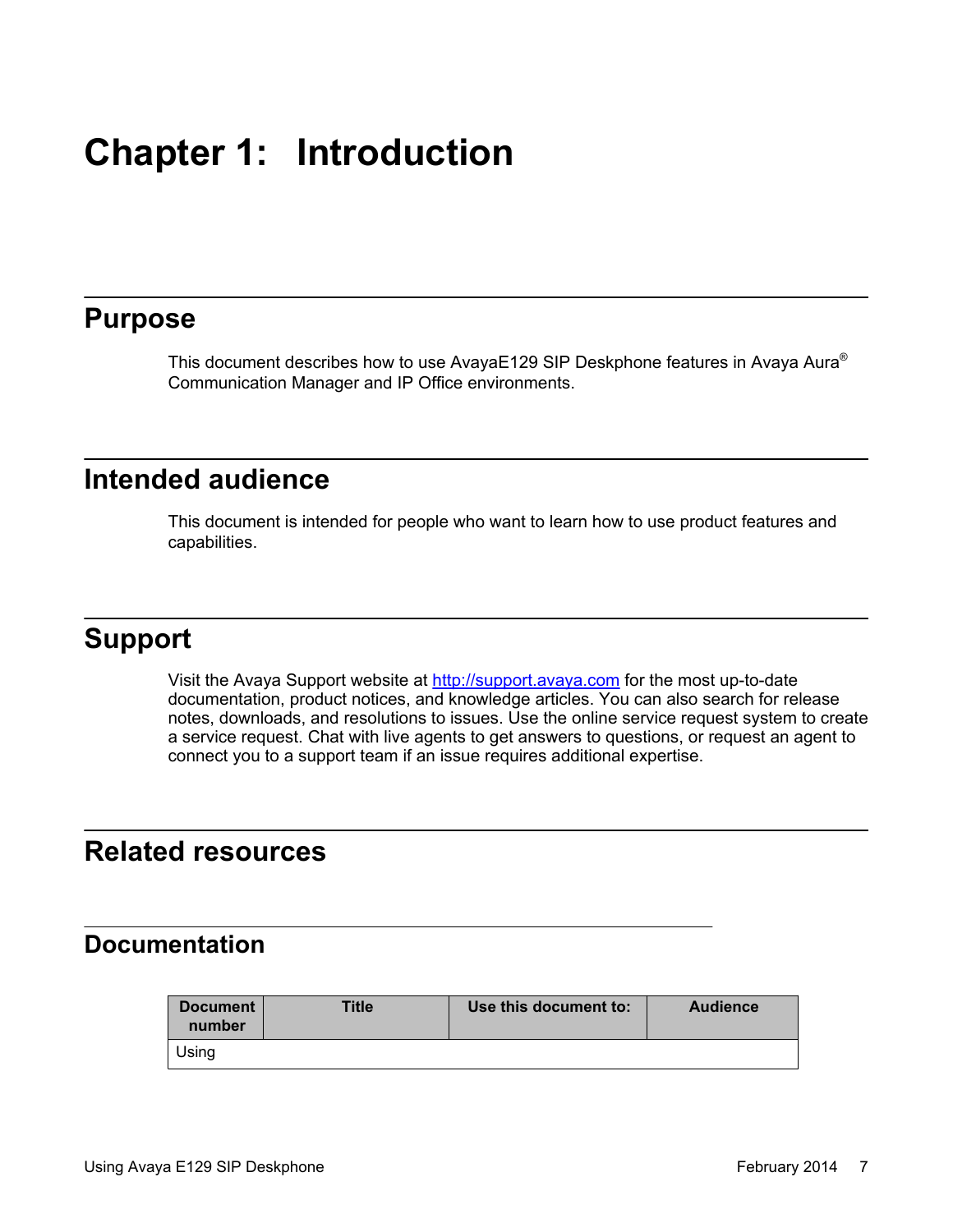# Chapter 1: Introduction

## Purpose

This document describes how to use AvayaE129 SIP Deskphone features in Avaya Aura® Communication Manager and IP Office environments.

## Intended audience

This document is intended for people who want to learn how to use product features and capabilities.

## Support

Visit the Avaya Support website at http://support.avaya.com for the most up-to-date documentation, product notices, and knowledge articles. You can also search for release notes, downloads, and resolutions to issues. Use the online service request system to create a service request. Chat with live agents to get answers to questions, or request an agent to connect you to a support team if an issue requires additional expertise.

## Related resources

### Documentation

| Document number | Title | Use this document to: | Audience |
| --- | --- | --- | --- |
| Using | | | |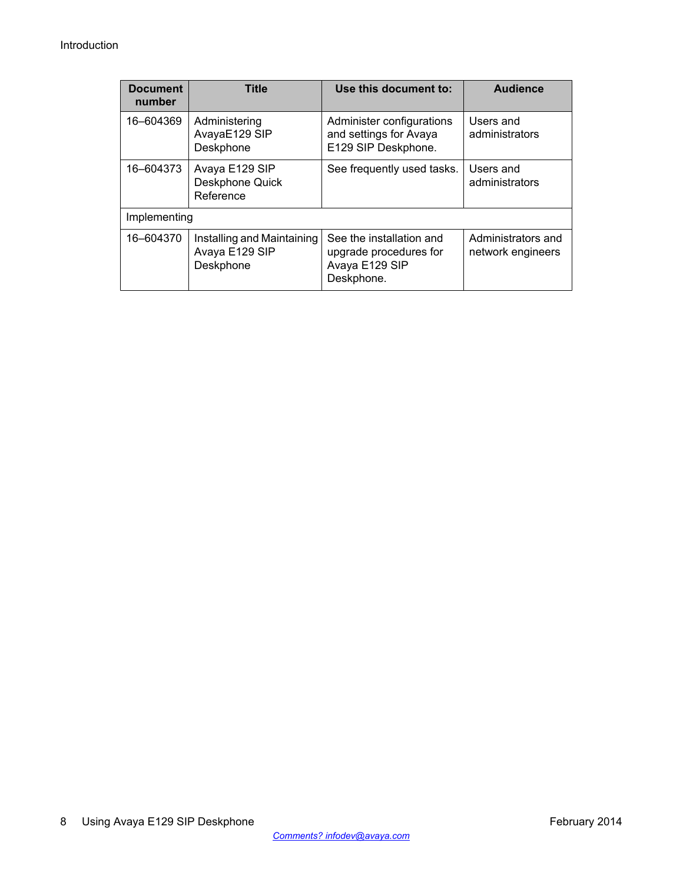| Document number | Title | Use this document to: | Audience |
| --- | --- | --- | --- |
| 16–604369 | Administering AvayaE129 SIP Deskphone | Administer configurations and settings for Avaya E129 SIP Deskphone. | Users and administrators |
| 16–604373 | Avaya E129 SIP Deskphone Quick Reference | See frequently used tasks. | Users and administrators |
| Implementing | | | |
| 16–604370 | Installing and Maintaining Avaya E129 SIP Deskphone | See the installation and upgrade procedures for Avaya E129 SIP Deskphone. | Administrators and network engineers |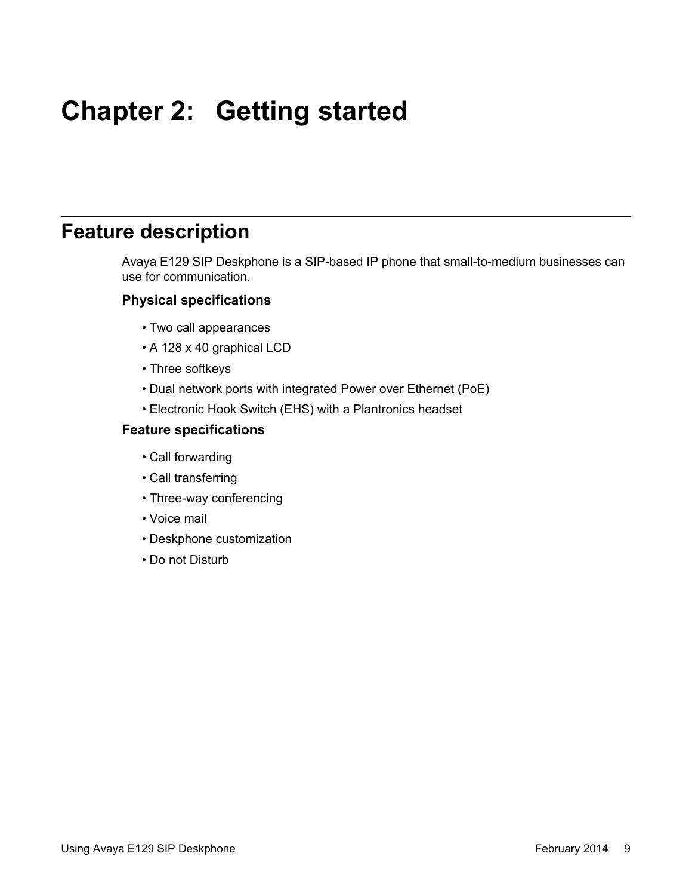# Chapter 2: Getting started

## Feature description

Avaya E129 SIP Deskphone is a SIP-based IP phone that small-to-medium businesses can use for communication.

**Physical specifications**

- Two call appearances
- A 128 x 40 graphical LCD
- Three softkeys
- Dual network ports with integrated Power over Ethernet (PoE)
- Electronic Hook Switch (EHS) with a Plantronics headset

**Feature specifications**

- Call forwarding
- Call transferring
- Three-way conferencing
- Voice mail
- Deskphone customization
- Do not Disturb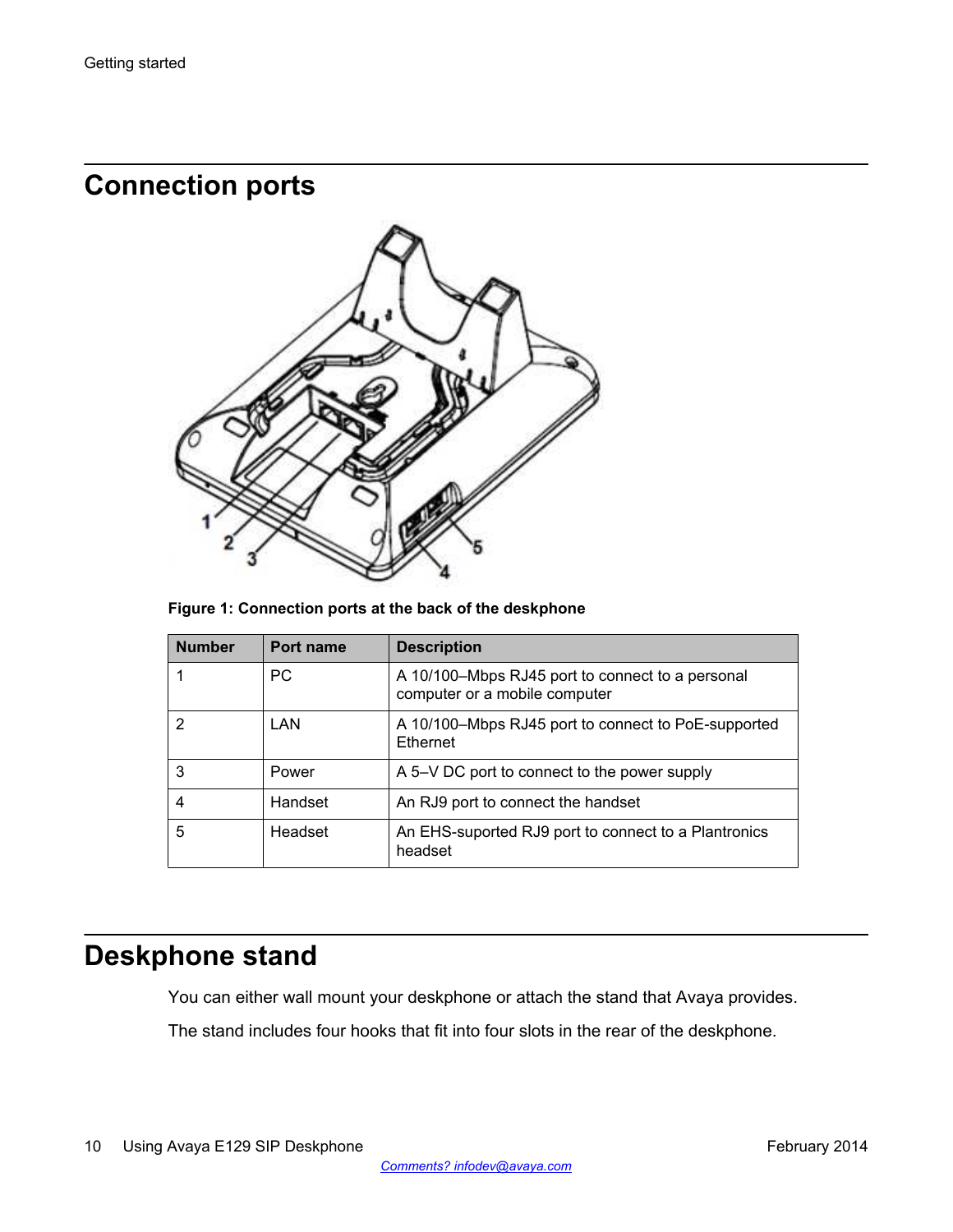## Connection ports

**Figure 1: Connection ports at the back of the deskphone**

| Number | Port name | Description |
| --- | --- | --- |
| 1 | PC | A 10/100–Mbps RJ45 port to connect to a personal computer or a mobile computer |
| 2 | LAN | A 10/100–Mbps RJ45 port to connect to PoE-supported Ethernet |
| 3 | Power | A 5–V DC port to connect to the power supply |
| 4 | Handset | An RJ9 port to connect the handset |
| 5 | Headset | An EHS-suported RJ9 port to connect to a Plantronics headset |

## Deskphone stand

You can either wall mount your deskphone or attach the stand that Avaya provides.

The stand includes four hooks that fit into four slots in the rear of the deskphone.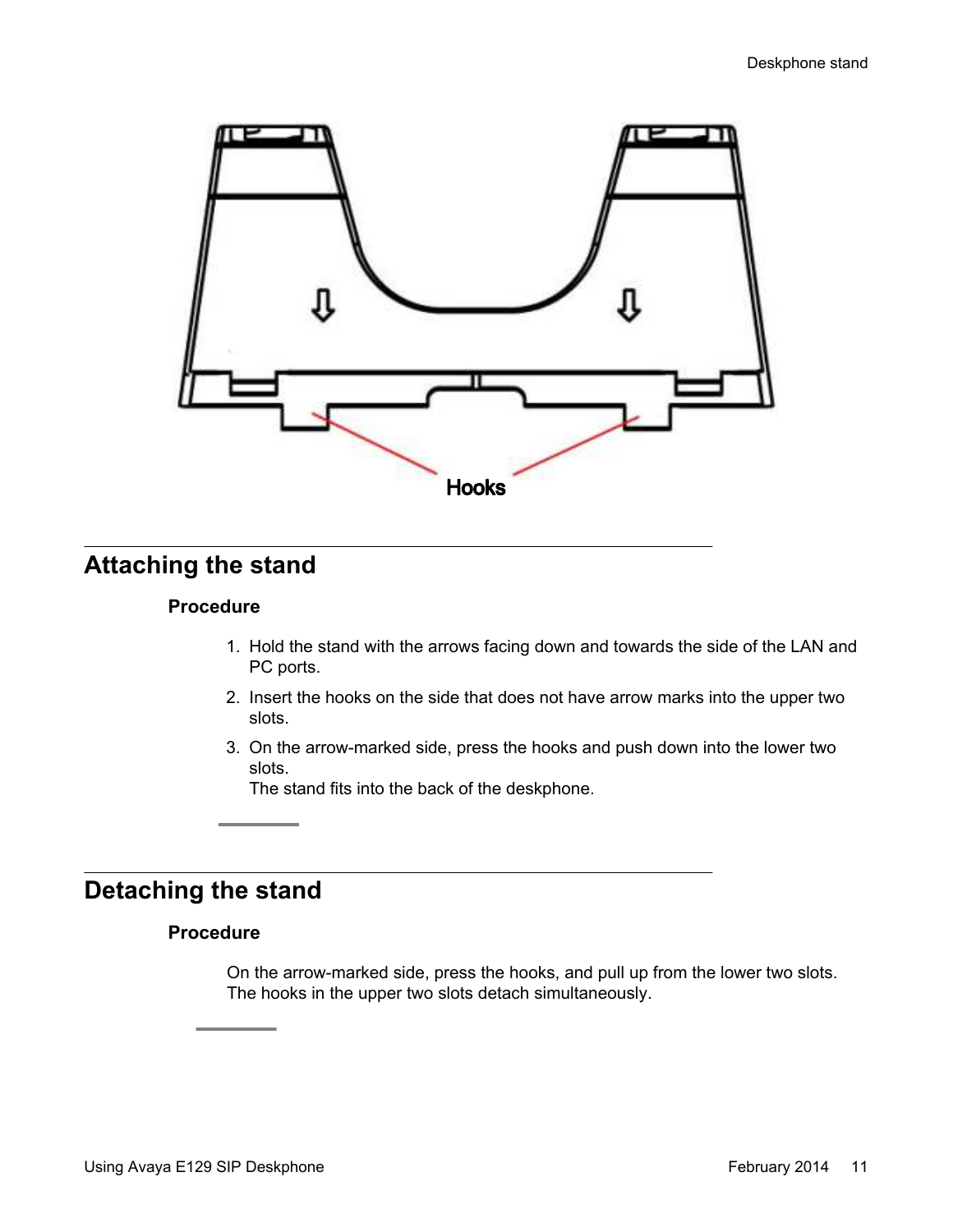Hooks

## Attaching the stand

### Procedure

1. Hold the stand with the arrows facing down and towards the side of the LAN and PC ports.
2. Insert the hooks on the side that does not have arrow marks into the upper two slots.
3. On the arrow-marked side, press the hooks and push down into the lower two slots.
   The stand fits into the back of the deskphone.

## Detaching the stand

### Procedure

On the arrow-marked side, press the hooks, and pull up from the lower two slots. The hooks in the upper two slots detach simultaneously.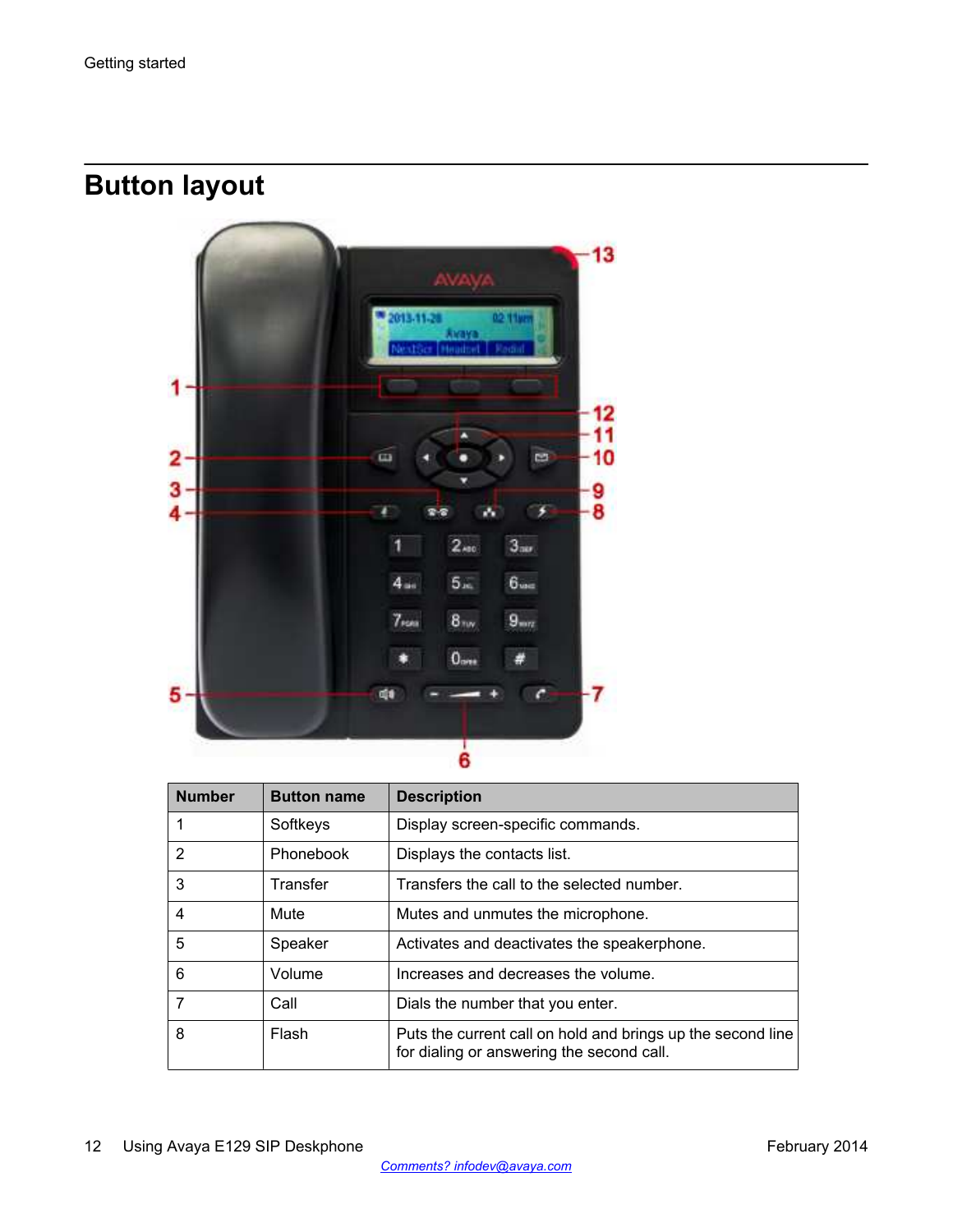## Button layout

| Number | Button name | Description |
|---|---|---|
| 1 | Softkeys | Display screen-specific commands. |
| 2 | Phonebook | Displays the contacts list. |
| 3 | Transfer | Transfers the call to the selected number. |
| 4 | Mute | Mutes and unmutes the microphone. |
| 5 | Speaker | Activates and deactivates the speakerphone. |
| 6 | Volume | Increases and decreases the volume. |
| 7 | Call | Dials the number that you enter. |
| 8 | Flash | Puts the current call on hold and brings up the second line for dialing or answering the second call. |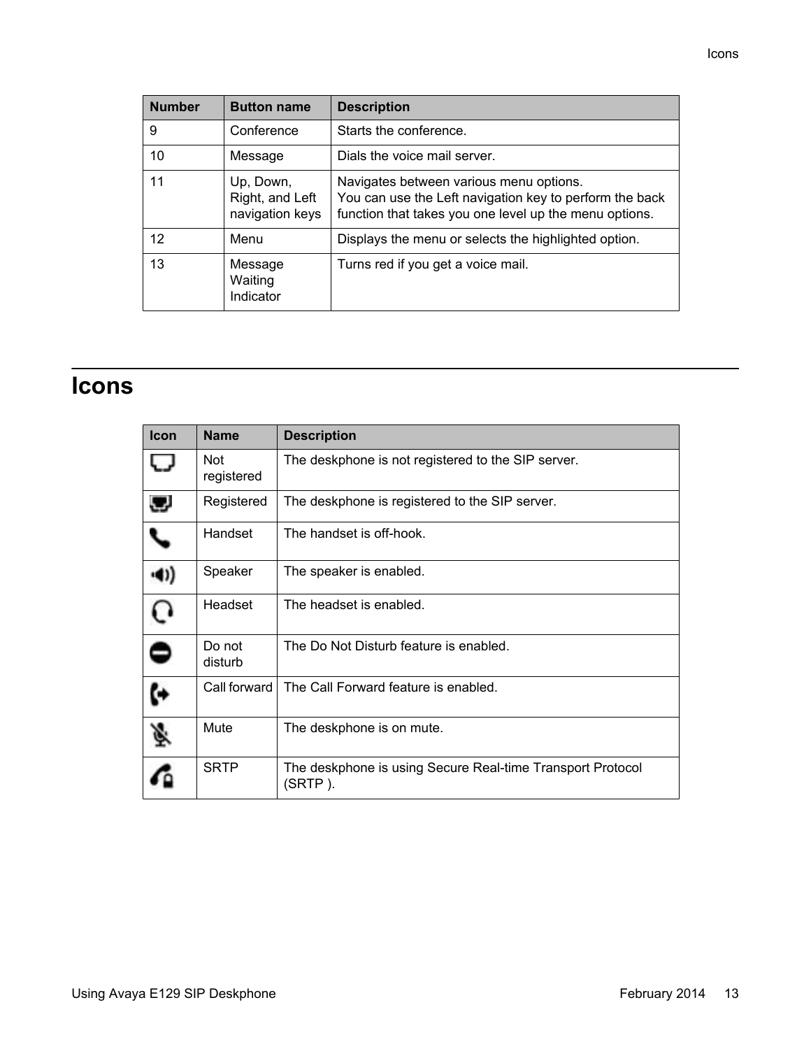| Number | Button name | Description |
| --- | --- | --- |
| 9 | Conference | Starts the conference. |
| 10 | Message | Dials the voice mail server. |
| 11 | Up, Down, Right, and Left navigation keys | Navigates between various menu options.<br>You can use the Left navigation key to perform the back function that takes you one level up the menu options. |
| 12 | Menu | Displays the menu or selects the highlighted option. |
| 13 | Message Waiting Indicator | Turns red if you get a voice mail. |

# Icons

| Icon | Name | Description |
| --- | --- | --- |
| | Not registered | The deskphone is not registered to the SIP server. |
| | Registered | The deskphone is registered to the SIP server. |
| | Handset | The handset is off-hook. |
| | Speaker | The speaker is enabled. |
| | Headset | The headset is enabled. |
| | Do not disturb | The Do Not Disturb feature is enabled. |
| | Call forward | The Call Forward feature is enabled. |
| | Mute | The deskphone is on mute. |
| | SRTP | The deskphone is using Secure Real-time Transport Protocol (SRTP ). |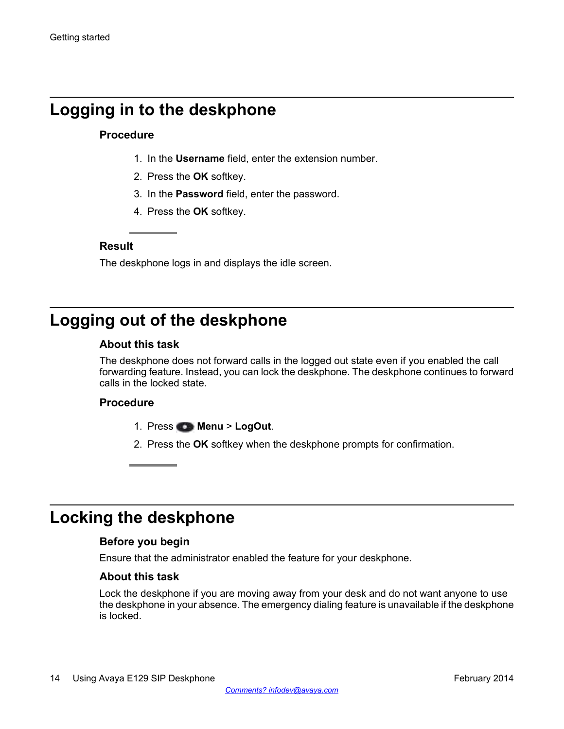## Logging in to the deskphone

### Procedure

1. In the **Username** field, enter the extension number.
2. Press the **OK** softkey.
3. In the **Password** field, enter the password.
4. Press the **OK** softkey.

### Result

The deskphone logs in and displays the idle screen.

## Logging out of the deskphone

### About this task

The deskphone does not forward calls in the logged out state even if you enabled the call forwarding feature. Instead, you can lock the deskphone. The deskphone continues to forward calls in the locked state.

### Procedure

1. Press **Menu** > **LogOut**.
2. Press the **OK** softkey when the deskphone prompts for confirmation.

## Locking the deskphone

### Before you begin

Ensure that the administrator enabled the feature for your deskphone.

### About this task

Lock the deskphone if you are moving away from your desk and do not want anyone to use the deskphone in your absence. The emergency dialing feature is unavailable if the deskphone is locked.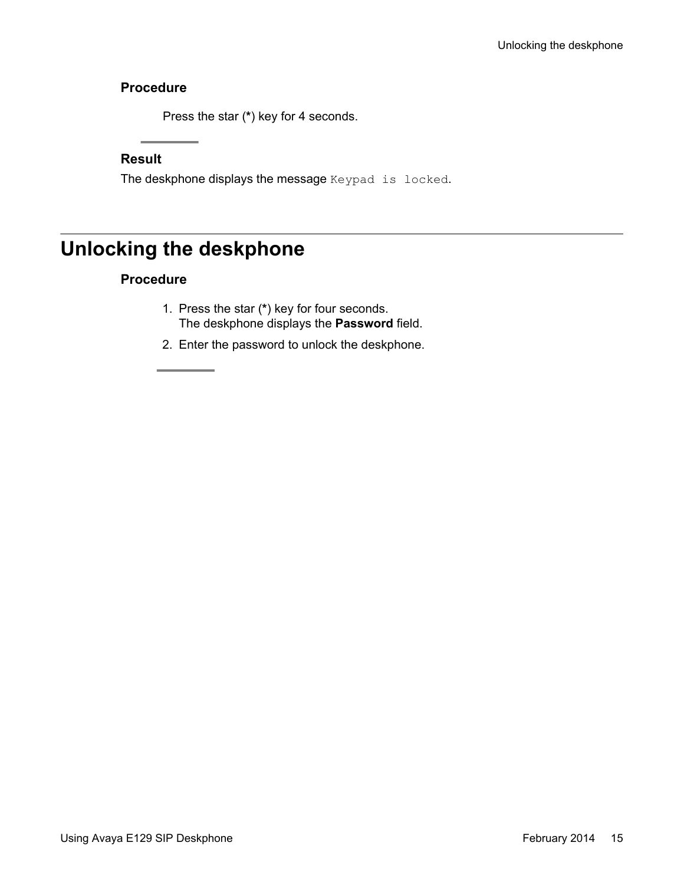### Procedure

Press the star (*) key for 4 seconds.

### Result

The deskphone displays the message `Keypad is locked`.

## Unlocking the deskphone

### Procedure

1. Press the star (*) key for four seconds.
   The deskphone displays the **Password** field.
2. Enter the password to unlock the deskphone.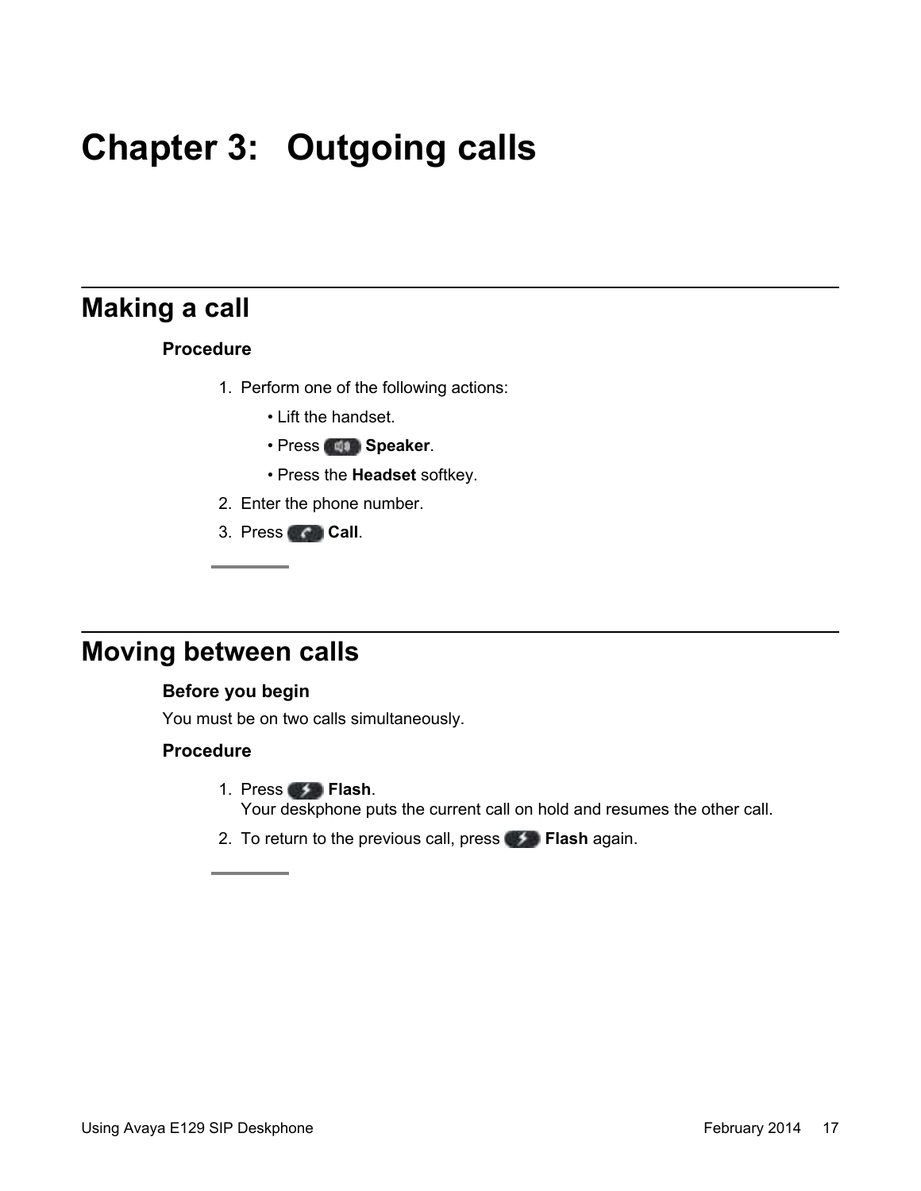# Chapter 3: Outgoing calls

## Making a call

### Procedure

1. Perform one of the following actions:
   - Lift the handset.
   - Press **Speaker**.
   - Press the **Headset** softkey.
2. Enter the phone number.
3. Press **Call**.

## Moving between calls

### Before you begin

You must be on two calls simultaneously.

### Procedure

1. Press **Flash**.
   Your deskphone puts the current call on hold and resumes the other call.
2. To return to the previous call, press **Flash** again.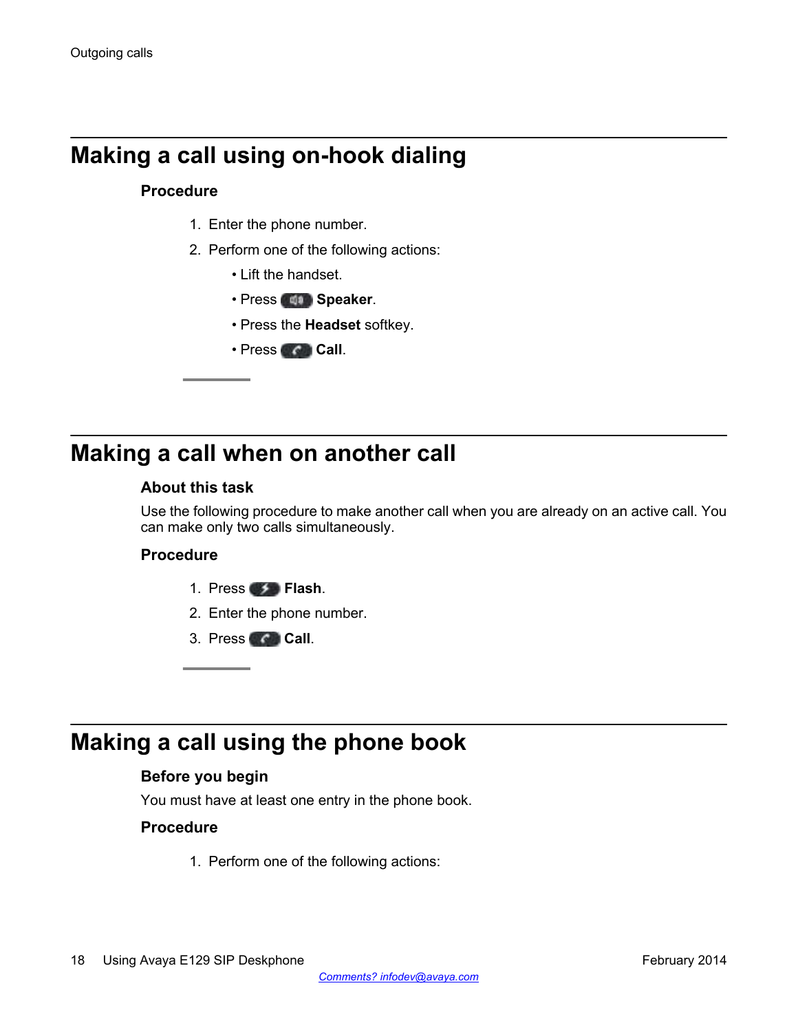# Making a call using on-hook dialing

### Procedure

1. Enter the phone number.
2. Perform one of the following actions:
   - Lift the handset.
   - Press **Speaker**.
   - Press the **Headset** softkey.
   - Press **Call**.

# Making a call when on another call

### About this task

Use the following procedure to make another call when you are already on an active call. You can make only two calls simultaneously.

### Procedure

1. Press **Flash**.
2. Enter the phone number.
3. Press **Call**.

# Making a call using the phone book

### Before you begin

You must have at least one entry in the phone book.

### Procedure

1. Perform one of the following actions: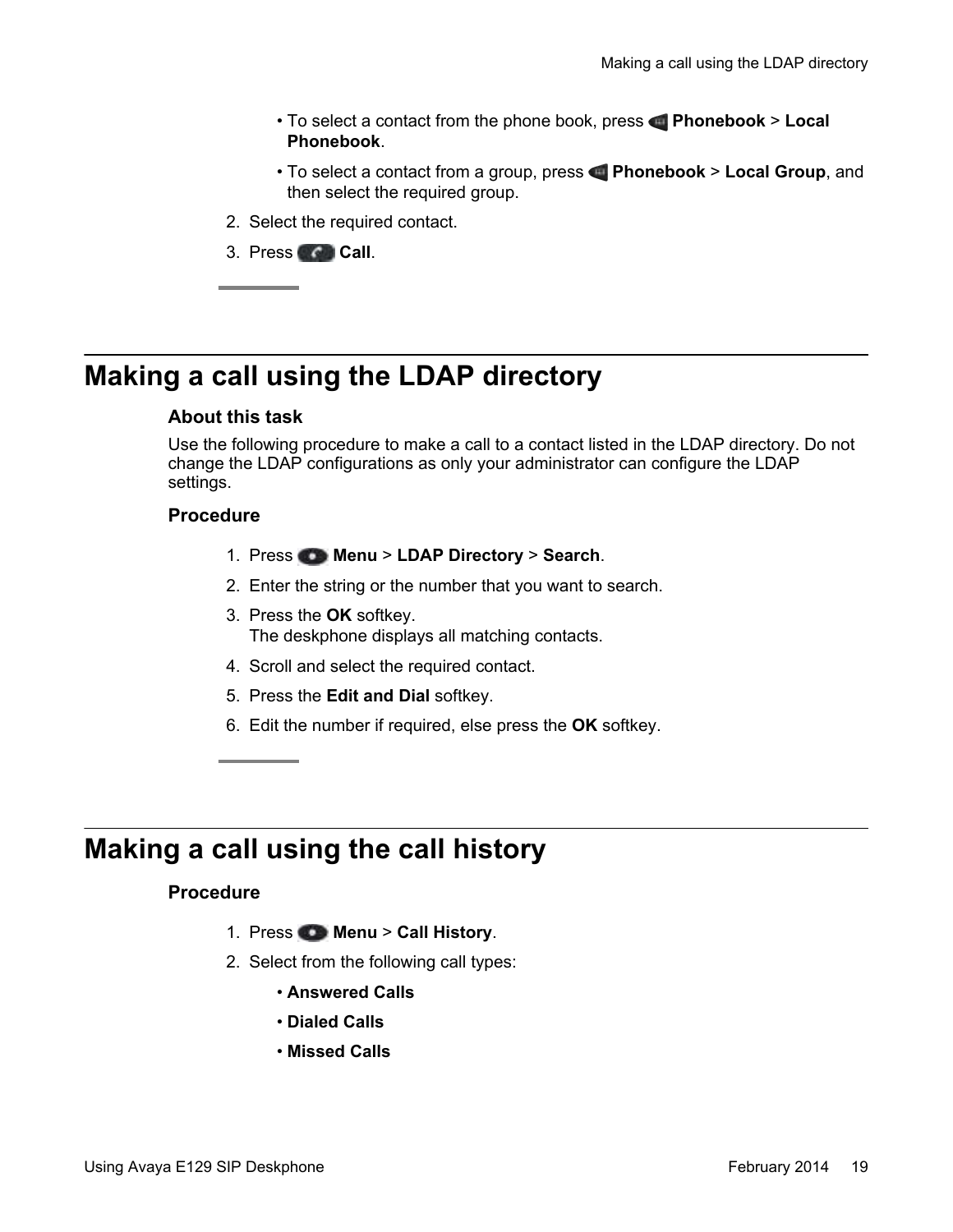- To select a contact from the phone book, press **Phonebook** > **Local Phonebook**.
- To select a contact from a group, press **Phonebook** > **Local Group**, and then select the required group.

2. Select the required contact.
3. Press **Call**.

## Making a call using the LDAP directory

### About this task

Use the following procedure to make a call to a contact listed in the LDAP directory. Do not change the LDAP configurations as only your administrator can configure the LDAP settings.

### Procedure

1. Press **Menu** > **LDAP Directory** > **Search**.
2. Enter the string or the number that you want to search.
3. Press the **OK** softkey.
   The deskphone displays all matching contacts.
4. Scroll and select the required contact.
5. Press the **Edit and Dial** softkey.
6. Edit the number if required, else press the **OK** softkey.

## Making a call using the call history

### Procedure

1. Press **Menu** > **Call History**.
2. Select from the following call types:
   - **Answered Calls**
   - **Dialed Calls**
   - **Missed Calls**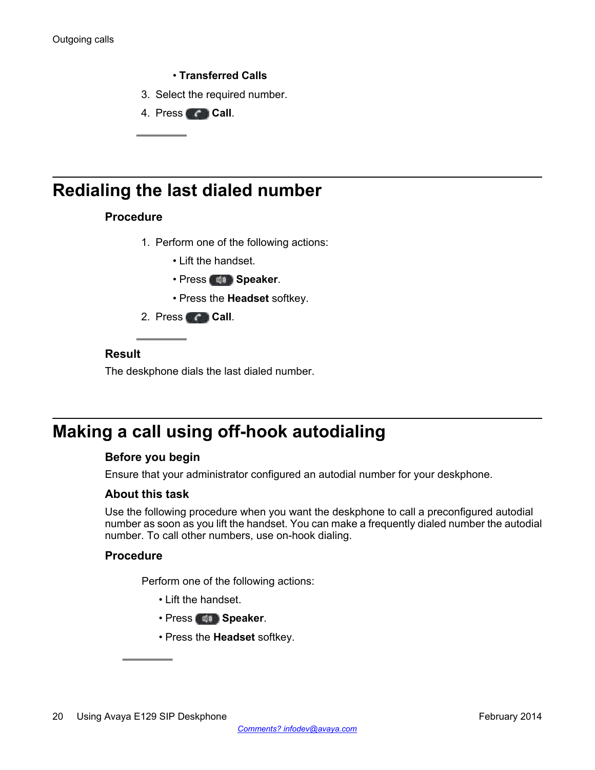- **Transferred Calls**

3. Select the required number.
4. Press **Call**.

## Redialing the last dialed number

### Procedure

1. Perform one of the following actions:
   - Lift the handset.
   - Press **Speaker**.
   - Press the **Headset** softkey.
2. Press **Call**.

### Result

The deskphone dials the last dialed number.

## Making a call using off-hook autodialing

### Before you begin

Ensure that your administrator configured an autodial number for your deskphone.

### About this task

Use the following procedure when you want the deskphone to call a preconfigured autodial number as soon as you lift the handset. You can make a frequently dialed number the autodial number. To call other numbers, use on-hook dialing.

### Procedure

Perform one of the following actions:

- Lift the handset.
- Press **Speaker**.
- Press the **Headset** softkey.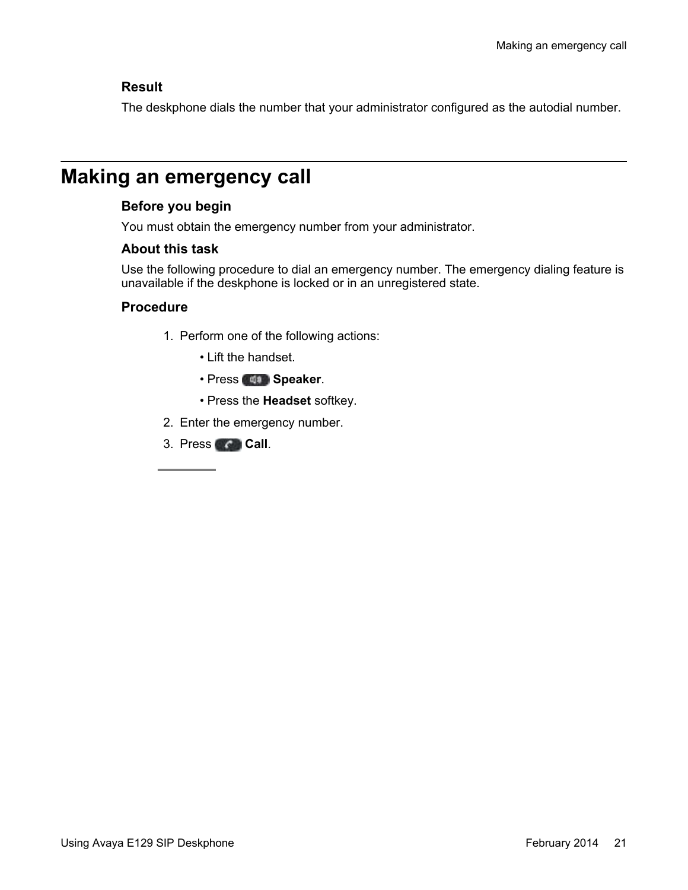### Result

The deskphone dials the number that your administrator configured as the autodial number.

## Making an emergency call

### Before you begin

You must obtain the emergency number from your administrator.

### About this task

Use the following procedure to dial an emergency number. The emergency dialing feature is unavailable if the deskphone is locked or in an unregistered state.

### Procedure

1. Perform one of the following actions:
   - Lift the handset.
   - Press **Speaker**.
   - Press the **Headset** softkey.
2. Enter the emergency number.
3. Press **Call**.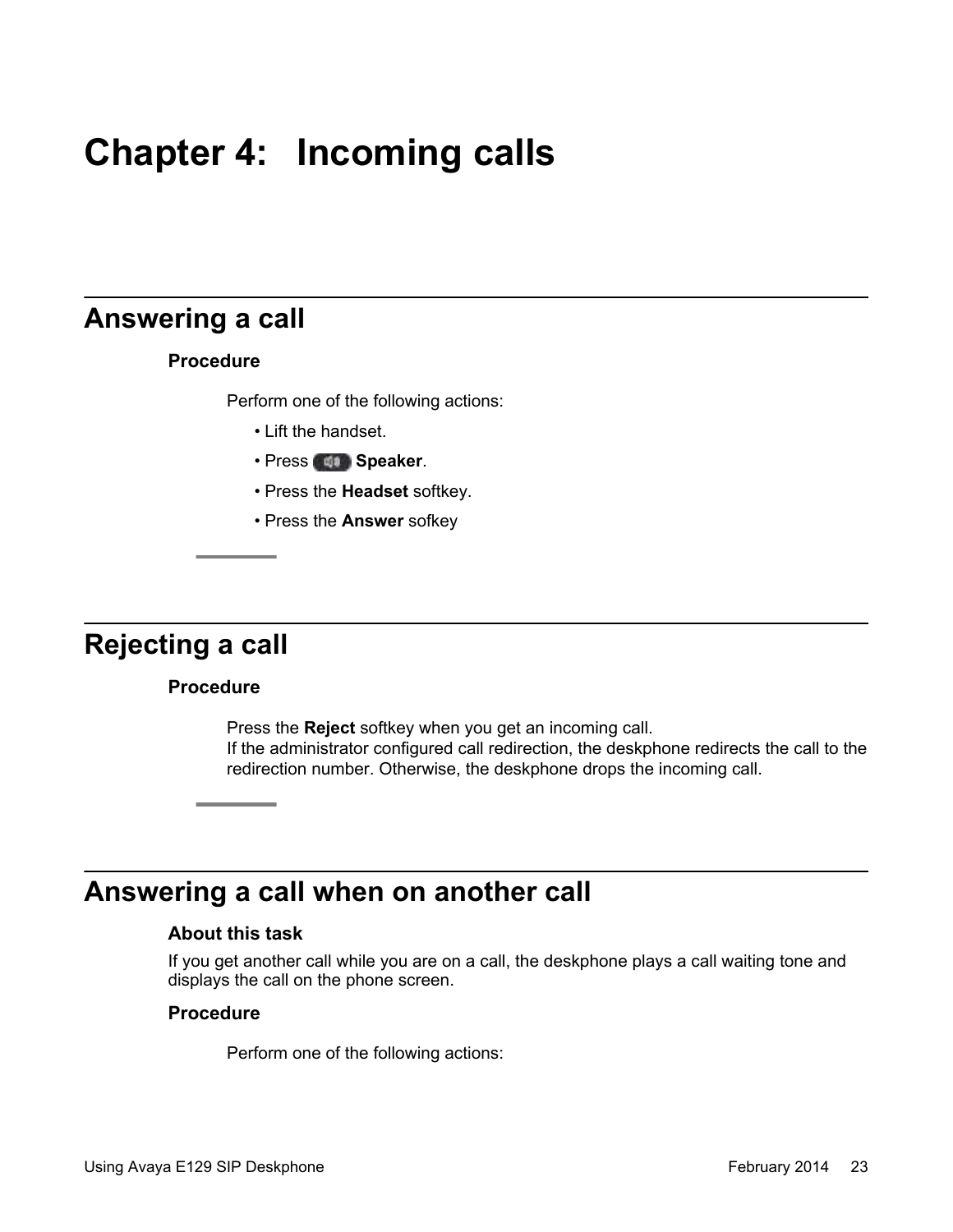# Chapter 4: Incoming calls

## Answering a call

### Procedure

Perform one of the following actions:

- Lift the handset.
- Press **Speaker**.
- Press the **Headset** softkey.
- Press the **Answer** sofkey

## Rejecting a call

### Procedure

Press the **Reject** softkey when you get an incoming call.
If the administrator configured call redirection, the deskphone redirects the call to the redirection number. Otherwise, the deskphone drops the incoming call.

## Answering a call when on another call

### About this task

If you get another call while you are on a call, the deskphone plays a call waiting tone and displays the call on the phone screen.

### Procedure

Perform one of the following actions: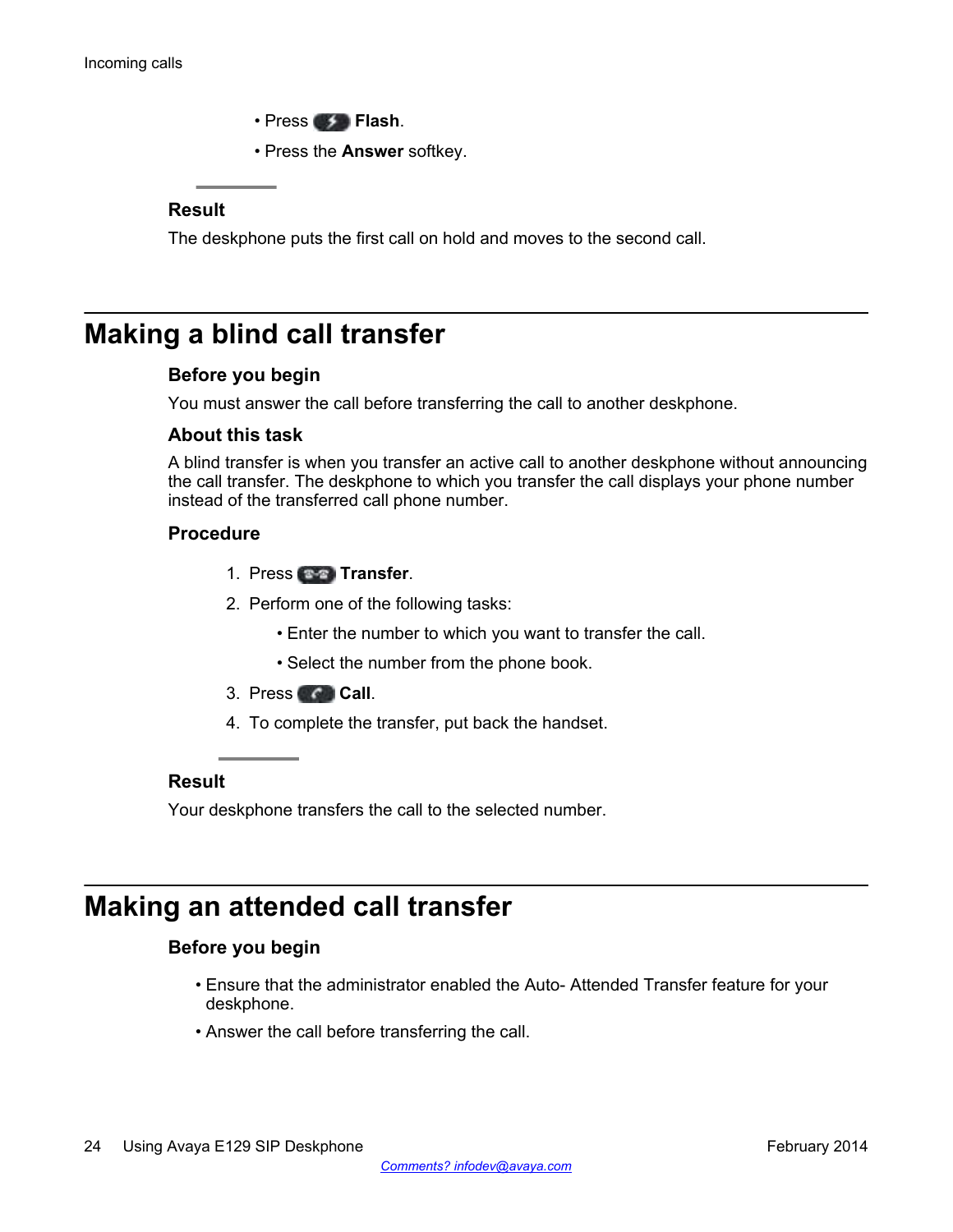- Press Flash.
- Press the **Answer** softkey.

### Result

The deskphone puts the first call on hold and moves to the second call.

## Making a blind call transfer

### Before you begin

You must answer the call before transferring the call to another deskphone.

### About this task

A blind transfer is when you transfer an active call to another deskphone without announcing the call transfer. The deskphone to which you transfer the call displays your phone number instead of the transferred call phone number.

### Procedure

1. Press **Transfer**.
2. Perform one of the following tasks:
   - Enter the number to which you want to transfer the call.
   - Select the number from the phone book.
3. Press **Call**.
4. To complete the transfer, put back the handset.

### Result

Your deskphone transfers the call to the selected number.

## Making an attended call transfer

### Before you begin

- Ensure that the administrator enabled the Auto- Attended Transfer feature for your deskphone.
- Answer the call before transferring the call.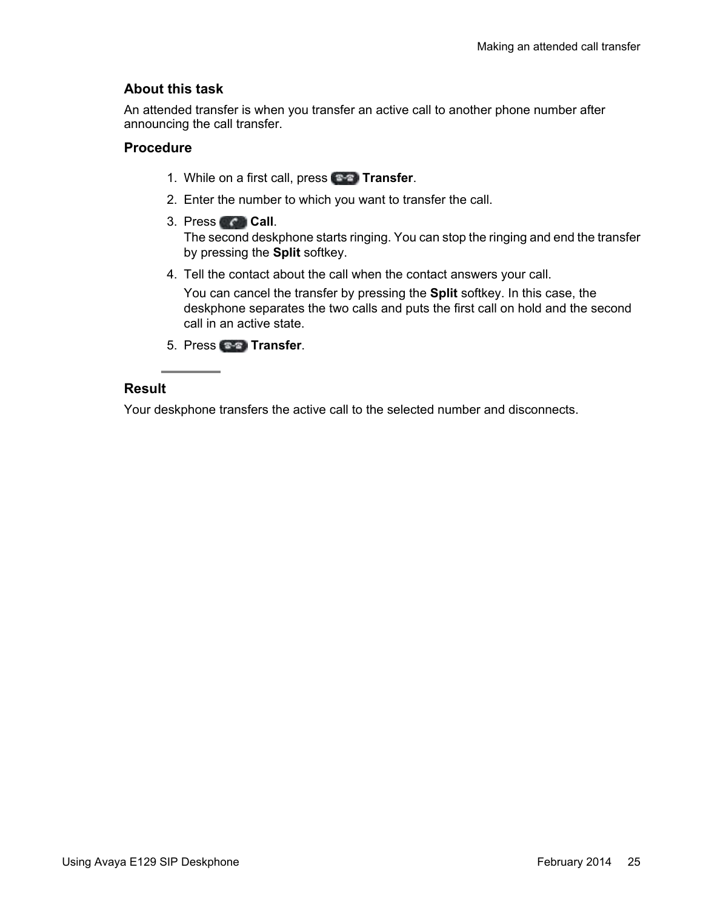### About this task

An attended transfer is when you transfer an active call to another phone number after announcing the call transfer.

### Procedure

1. While on a first call, press **Transfer**.
2. Enter the number to which you want to transfer the call.
3. Press **Call**.
   The second deskphone starts ringing. You can stop the ringing and end the transfer by pressing the **Split** softkey.
4. Tell the contact about the call when the contact answers your call.

   You can cancel the transfer by pressing the **Split** softkey. In this case, the deskphone separates the two calls and puts the first call on hold and the second call in an active state.
5. Press **Transfer**.

### Result

Your deskphone transfers the active call to the selected number and disconnects.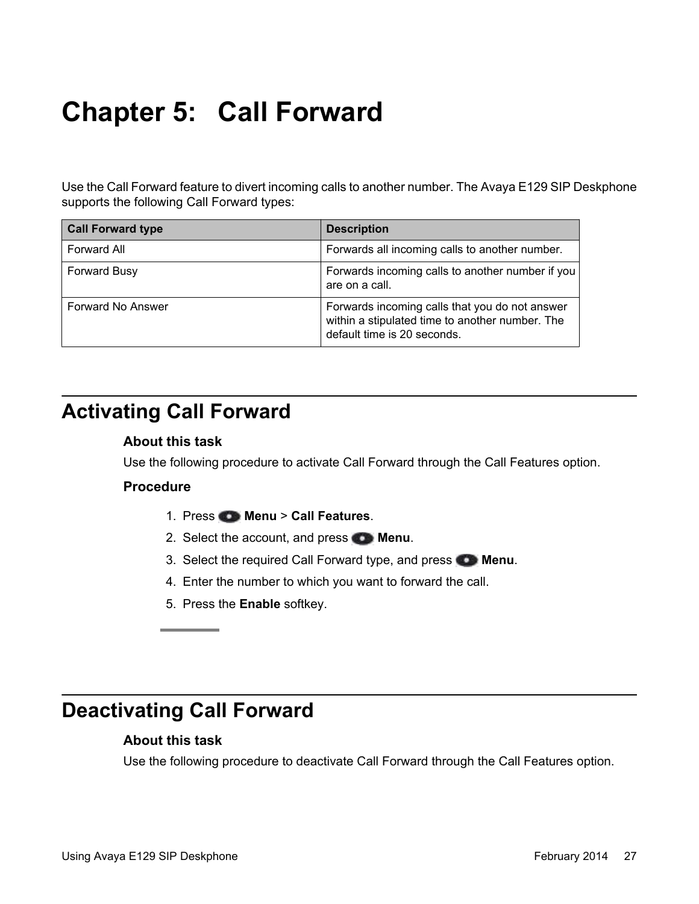# Chapter 5: Call Forward

Use the Call Forward feature to divert incoming calls to another number. The Avaya E129 SIP Deskphone supports the following Call Forward types:

| Call Forward type | Description |
| --- | --- |
| Forward All | Forwards all incoming calls to another number. |
| Forward Busy | Forwards incoming calls to another number if you are on a call. |
| Forward No Answer | Forwards incoming calls that you do not answer within a stipulated time to another number. The default time is 20 seconds. |

## Activating Call Forward

### About this task

Use the following procedure to activate Call Forward through the Call Features option.

### Procedure

1. Press **Menu** > **Call Features**.
2. Select the account, and press **Menu**.
3. Select the required Call Forward type, and press **Menu**.
4. Enter the number to which you want to forward the call.
5. Press the **Enable** softkey.

## Deactivating Call Forward

### About this task

Use the following procedure to deactivate Call Forward through the Call Features option.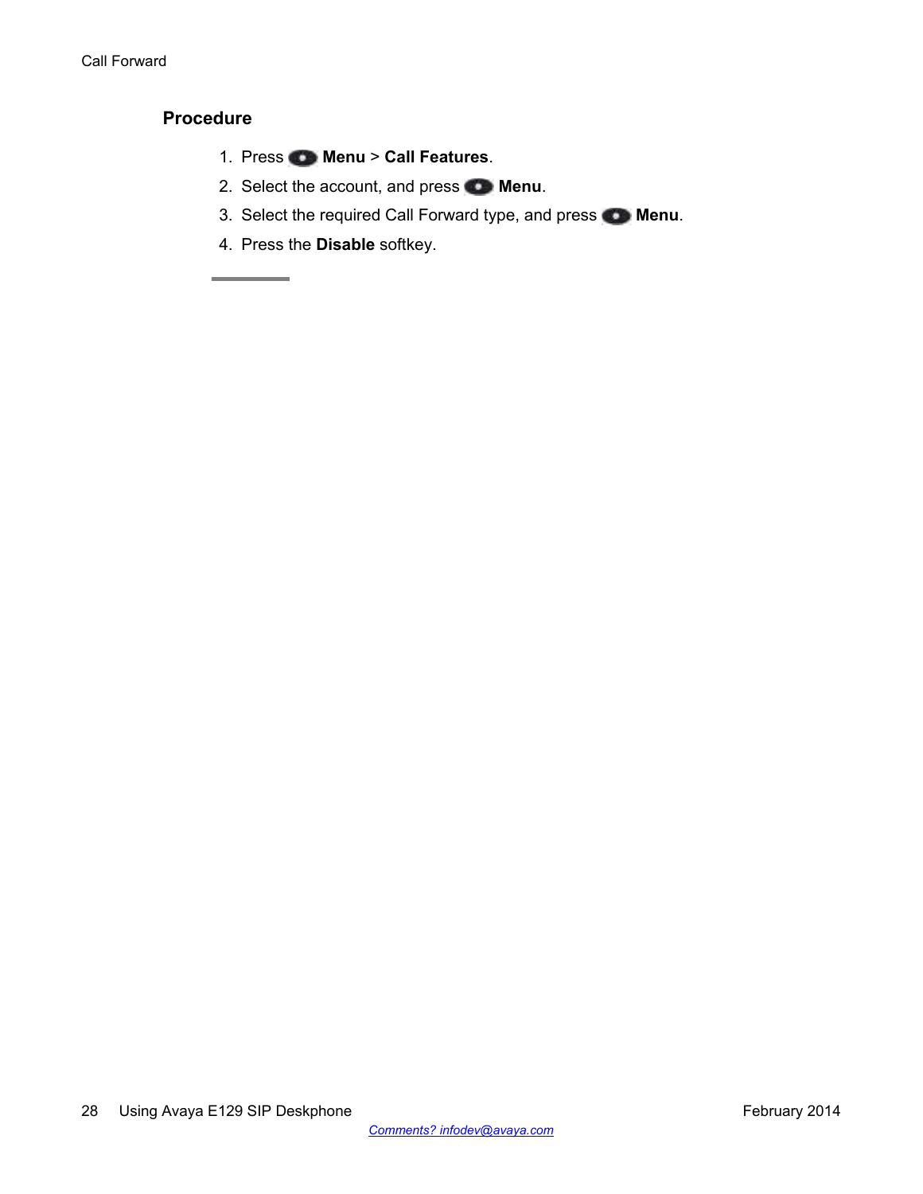## Procedure

1. Press **Menu** > **Call Features**.
2. Select the account, and press **Menu**.
3. Select the required Call Forward type, and press **Menu**.
4. Press the **Disable** softkey.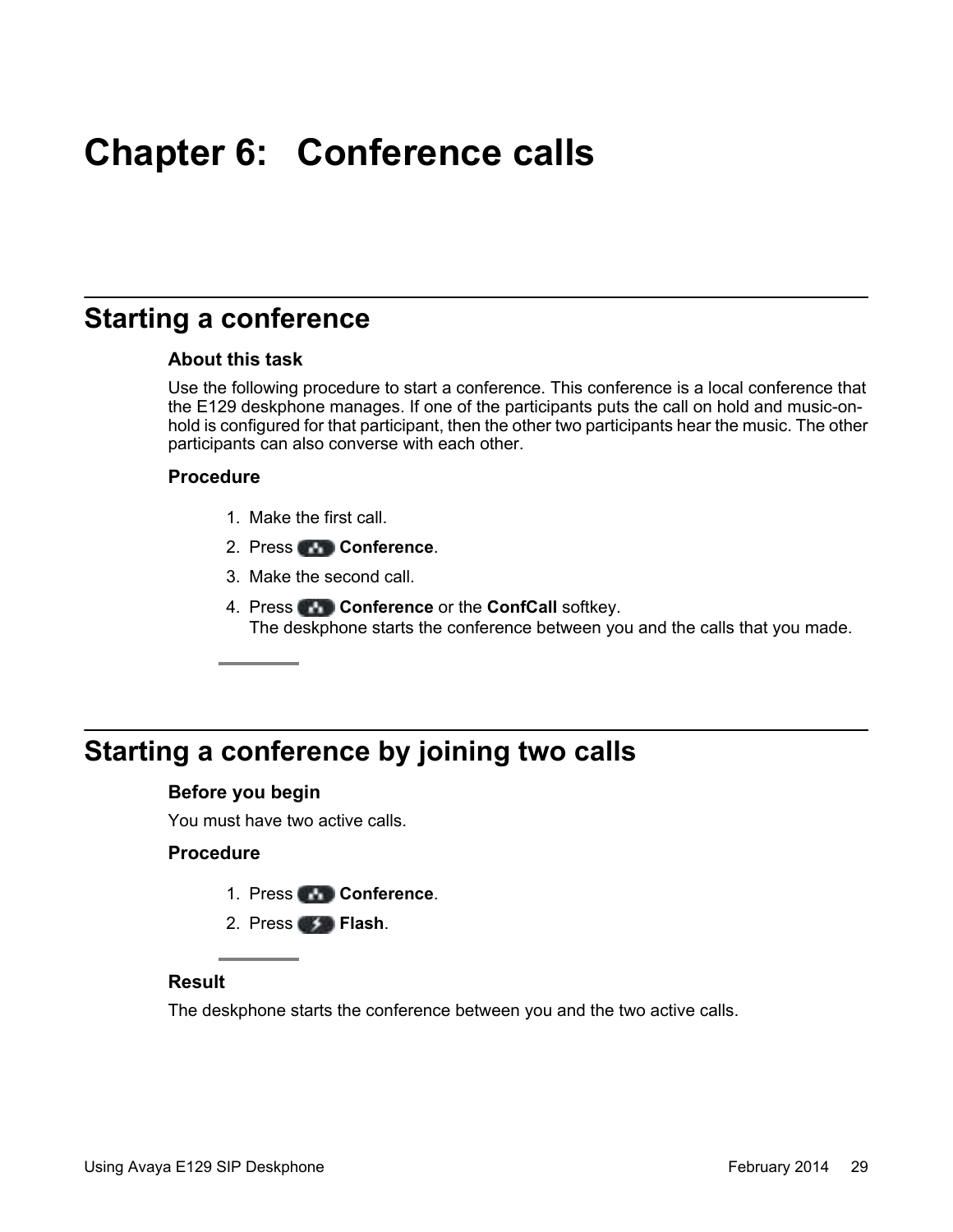# Chapter 6: Conference calls

## Starting a conference

### About this task

Use the following procedure to start a conference. This conference is a local conference that the E129 deskphone manages. If one of the participants puts the call on hold and music-on-hold is configured for that participant, then the other two participants hear the music. The other participants can also converse with each other.

### Procedure

1. Make the first call.
2. Press **Conference**.
3. Make the second call.
4. Press **Conference** or the **ConfCall** softkey.
   The deskphone starts the conference between you and the calls that you made.

## Starting a conference by joining two calls

### Before you begin

You must have two active calls.

### Procedure

1. Press **Conference**.
2. Press **Flash**.

### Result

The deskphone starts the conference between you and the two active calls.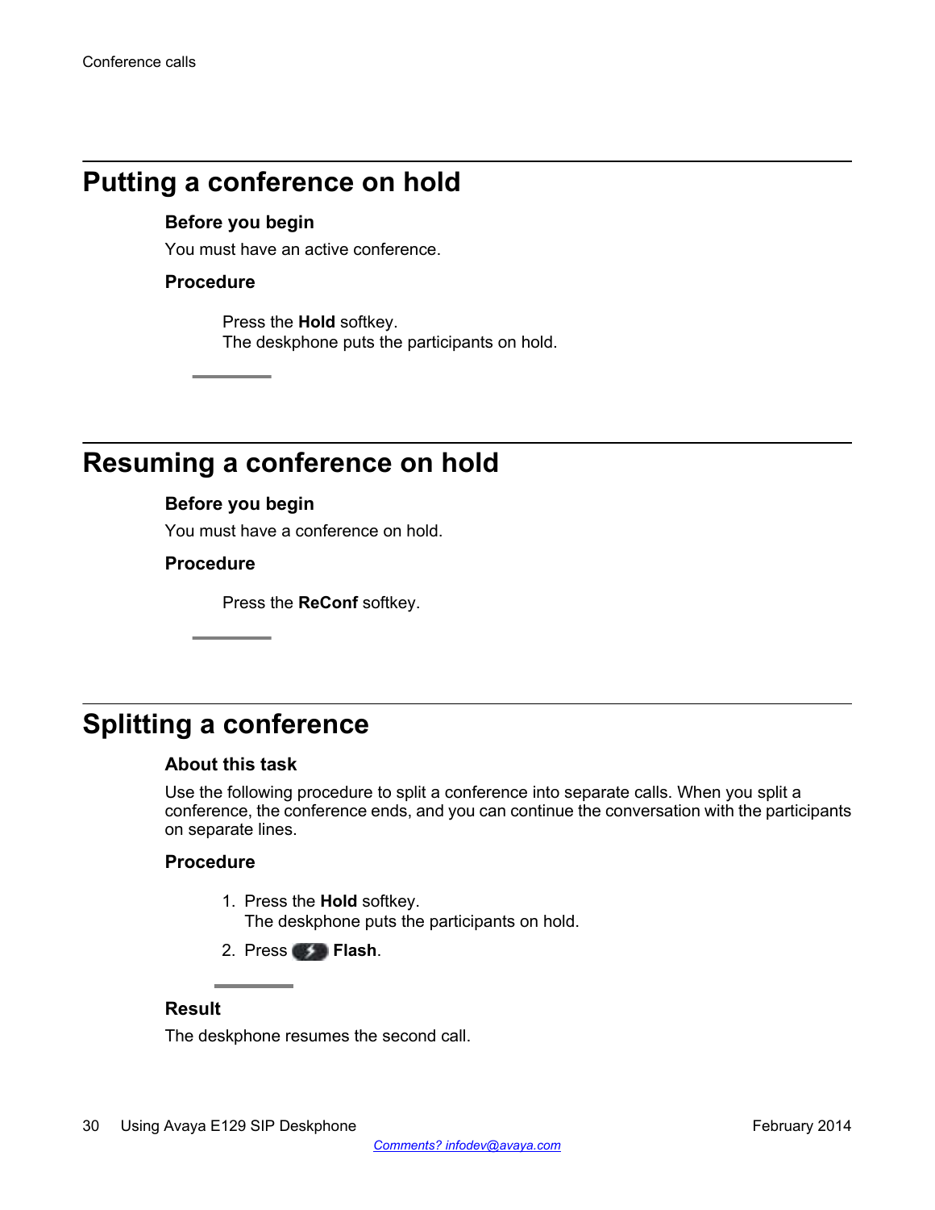## Putting a conference on hold

### Before you begin

You must have an active conference.

### Procedure

Press the **Hold** softkey.
The deskphone puts the participants on hold.

## Resuming a conference on hold

### Before you begin

You must have a conference on hold.

### Procedure

Press the **ReConf** softkey.

## Splitting a conference

### About this task

Use the following procedure to split a conference into separate calls. When you split a conference, the conference ends, and you can continue the conversation with the participants on separate lines.

### Procedure

1. Press the **Hold** softkey.
   The deskphone puts the participants on hold.
2. Press **Flash**.

### Result

The deskphone resumes the second call.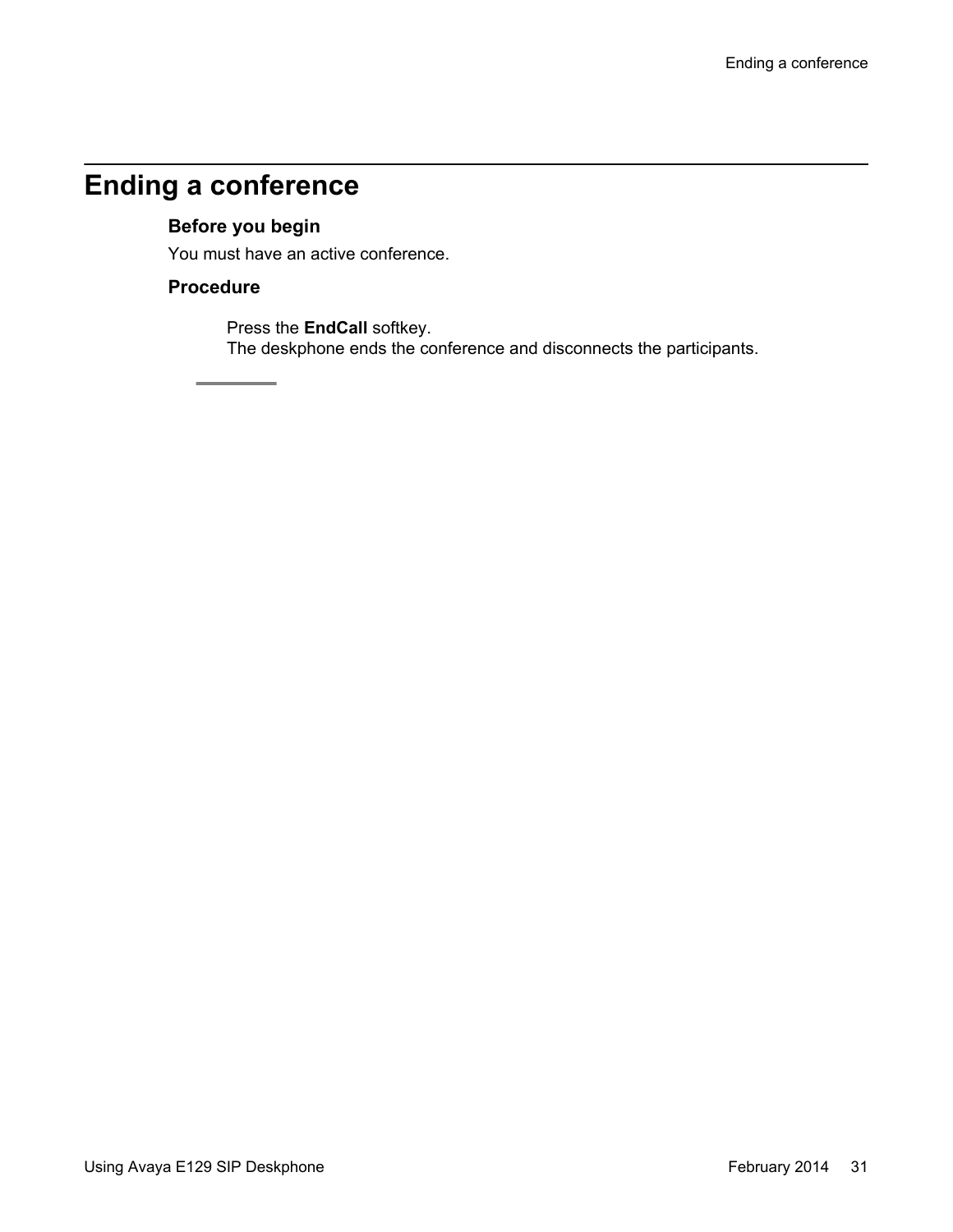# Ending a conference

### Before you begin

You must have an active conference.

### Procedure

Press the **EndCall** softkey.
The deskphone ends the conference and disconnects the participants.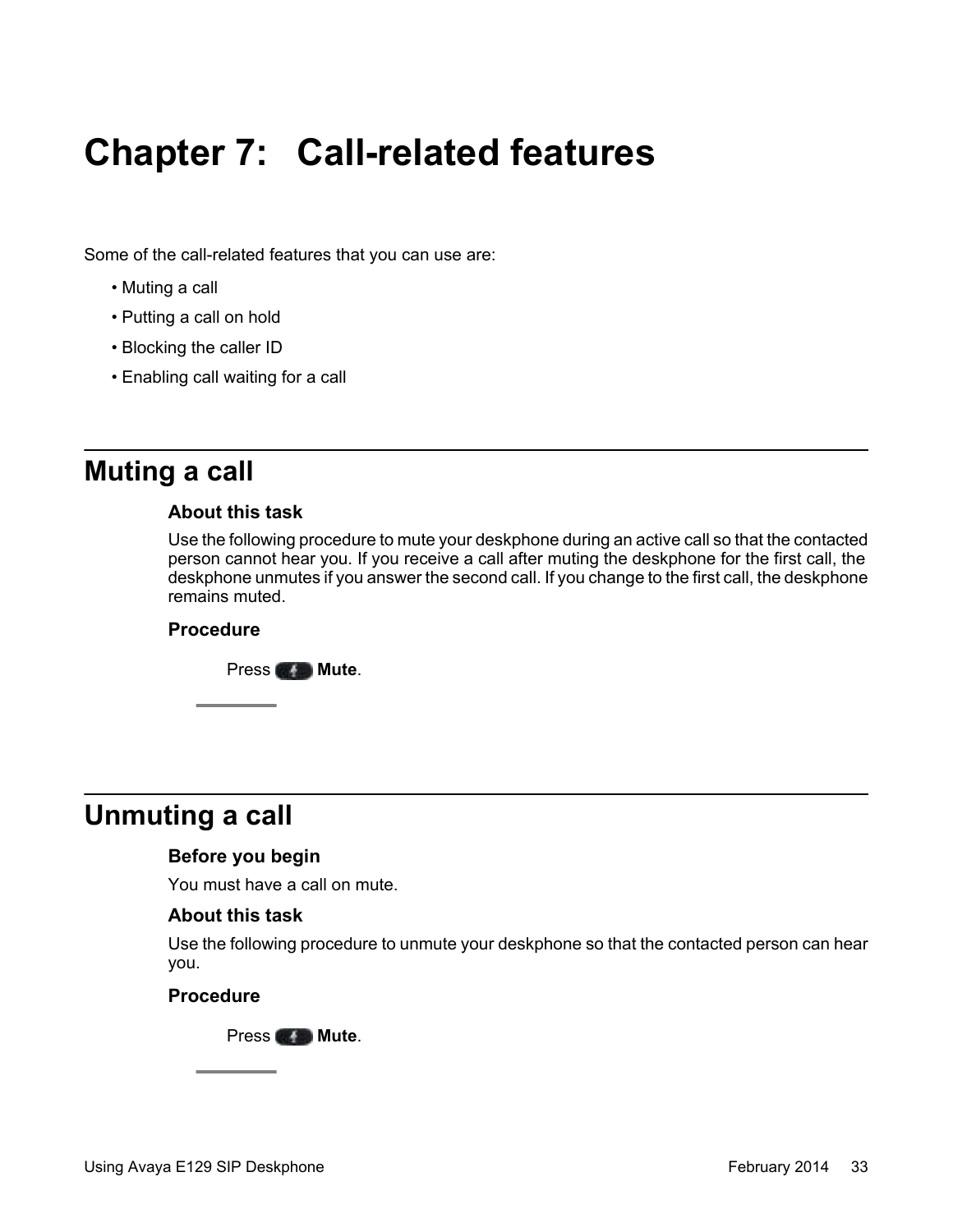# Chapter 7: Call-related features

Some of the call-related features that you can use are:

- Muting a call
- Putting a call on hold
- Blocking the caller ID
- Enabling call waiting for a call

## Muting a call

### About this task

Use the following procedure to mute your deskphone during an active call so that the contacted person cannot hear you. If you receive a call after muting the deskphone for the first call, the deskphone unmutes if you answer the second call. If you change to the first call, the deskphone remains muted.

### Procedure

Press **Mute**.

## Unmuting a call

### Before you begin

You must have a call on mute.

### About this task

Use the following procedure to unmute your deskphone so that the contacted person can hear you.

### Procedure

Press **Mute**.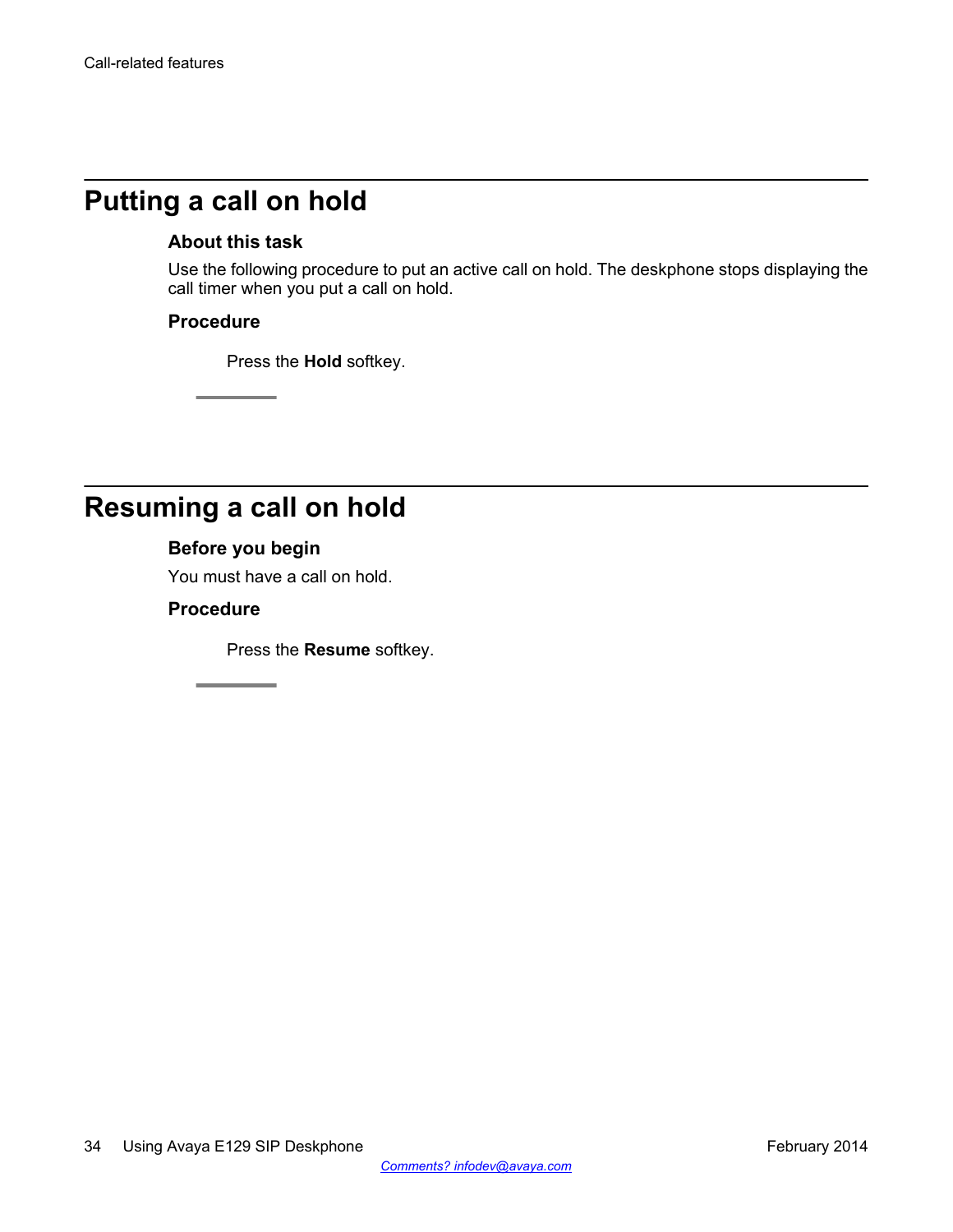# Putting a call on hold

### About this task

Use the following procedure to put an active call on hold. The deskphone stops displaying the call timer when you put a call on hold.

### Procedure

Press the **Hold** softkey.

# Resuming a call on hold

### Before you begin

You must have a call on hold.

### Procedure

Press the **Resume** softkey.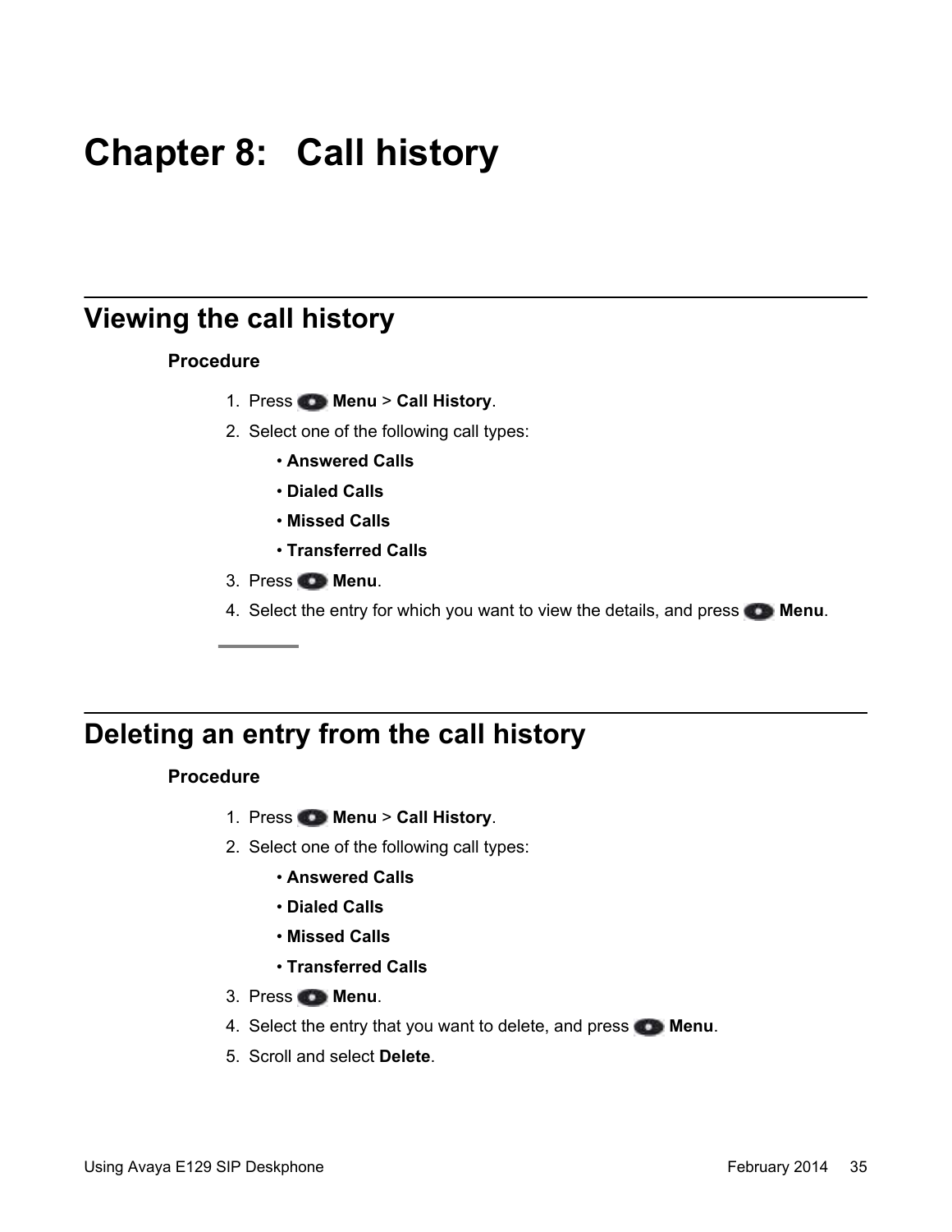# Chapter 8: Call history

## Viewing the call history

### Procedure

1. Press **Menu** > **Call History**.
2. Select one of the following call types:
   - **Answered Calls**
   - **Dialed Calls**
   - **Missed Calls**
   - **Transferred Calls**
3. Press **Menu**.
4. Select the entry for which you want to view the details, and press **Menu**.

## Deleting an entry from the call history

### Procedure

1. Press **Menu** > **Call History**.
2. Select one of the following call types:
   - **Answered Calls**
   - **Dialed Calls**
   - **Missed Calls**
   - **Transferred Calls**
3. Press **Menu**.
4. Select the entry that you want to delete, and press **Menu**.
5. Scroll and select **Delete**.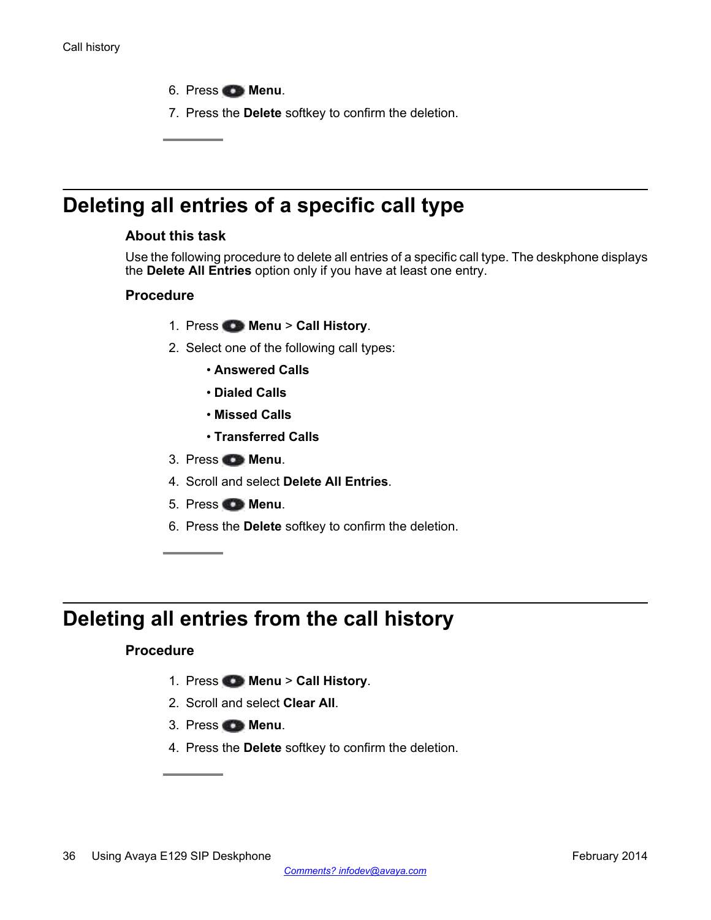6. Press **Menu**.
7. Press the **Delete** softkey to confirm the deletion.

## Deleting all entries of a specific call type

### About this task

Use the following procedure to delete all entries of a specific call type. The deskphone displays the **Delete All Entries** option only if you have at least one entry.

### Procedure

1. Press **Menu** > **Call History**.
2. Select one of the following call types:
   - **Answered Calls**
   - **Dialed Calls**
   - **Missed Calls**
   - **Transferred Calls**
3. Press **Menu**.
4. Scroll and select **Delete All Entries**.
5. Press **Menu**.
6. Press the **Delete** softkey to confirm the deletion.

## Deleting all entries from the call history

### Procedure

1. Press **Menu** > **Call History**.
2. Scroll and select **Clear All**.
3. Press **Menu**.
4. Press the **Delete** softkey to confirm the deletion.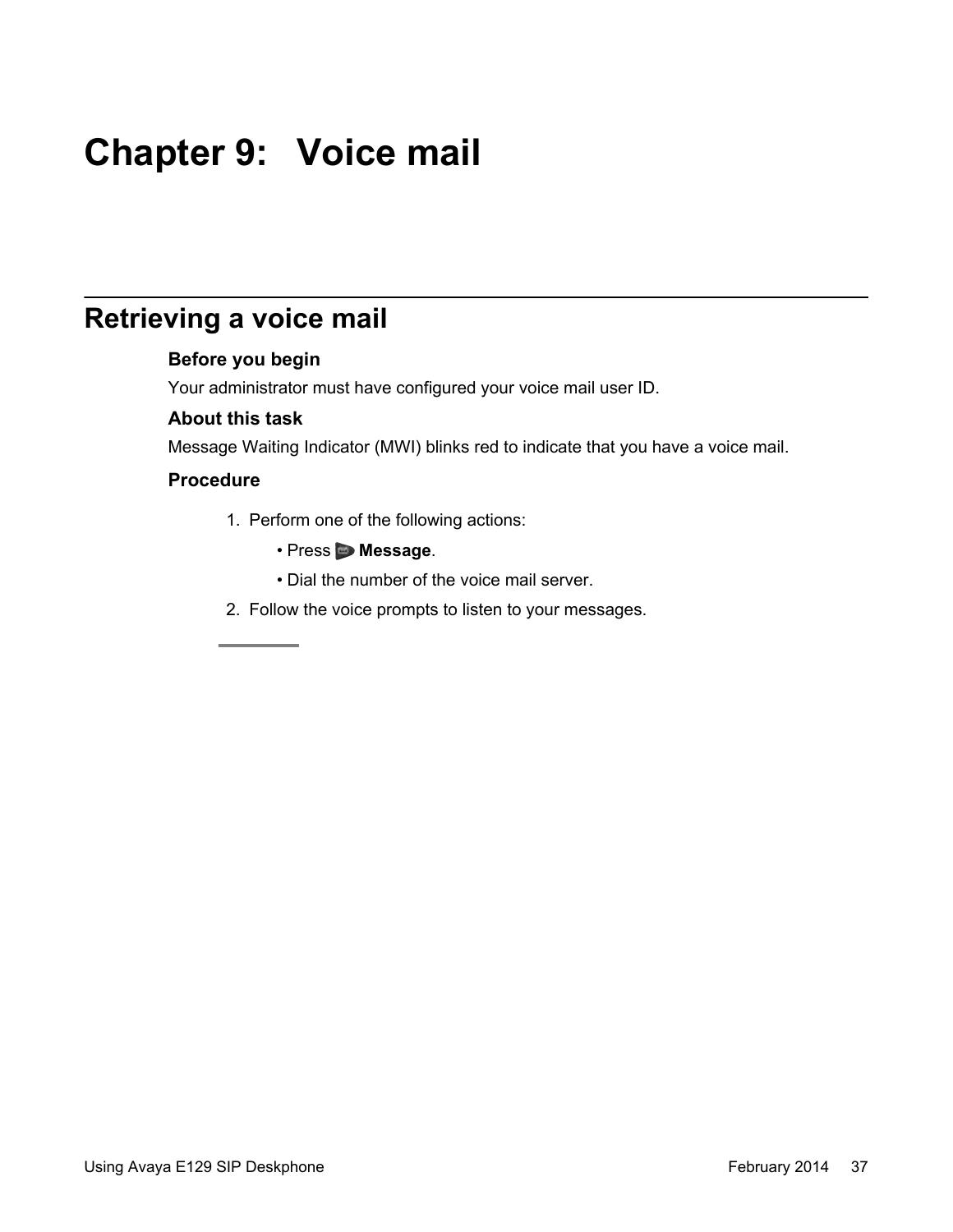# Chapter 9: Voice mail

## Retrieving a voice mail

**Before you begin**

Your administrator must have configured your voice mail user ID.

**About this task**

Message Waiting Indicator (MWI) blinks red to indicate that you have a voice mail.

**Procedure**

1. Perform one of the following actions:
   - Press **Message**.
   - Dial the number of the voice mail server.
2. Follow the voice prompts to listen to your messages.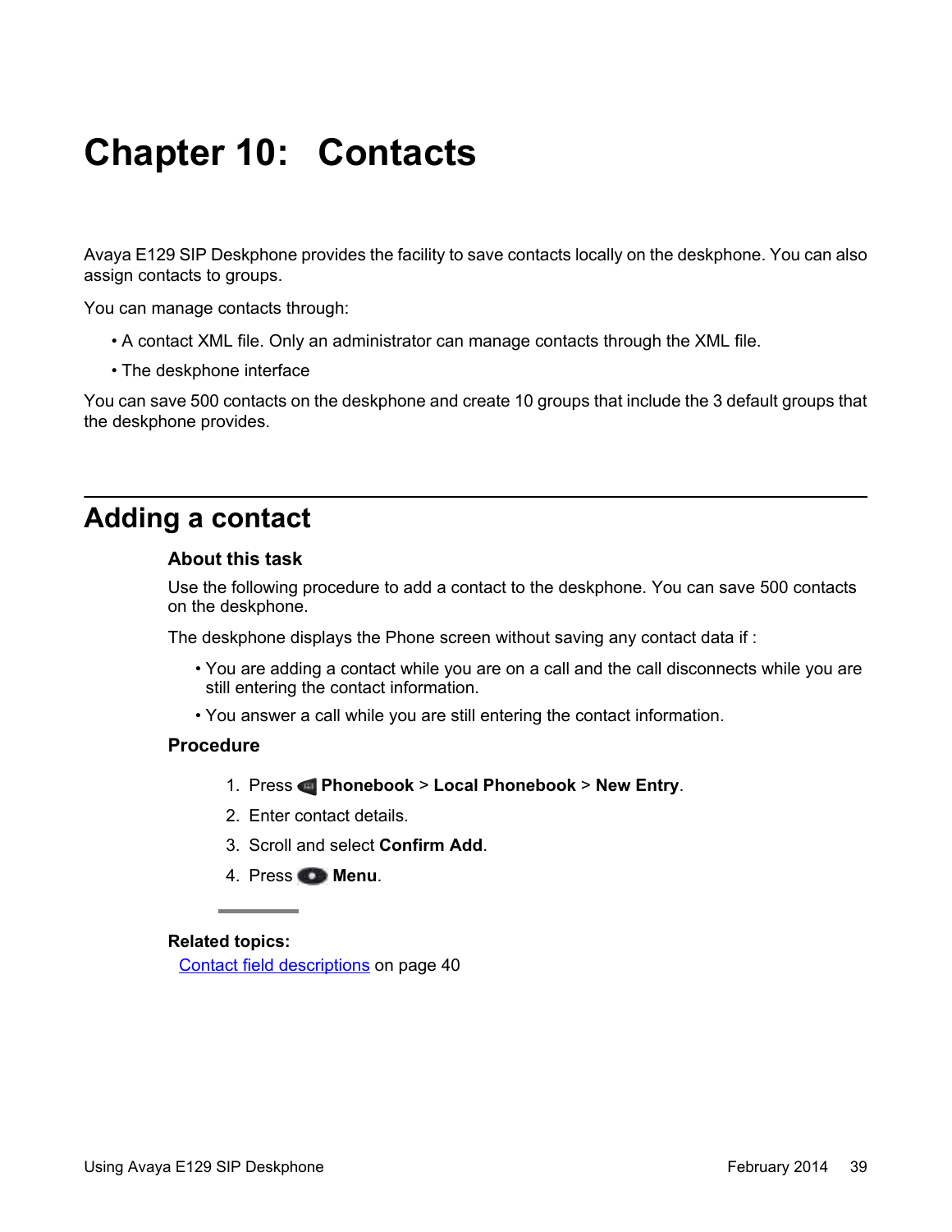# Chapter 10: Contacts

Avaya E129 SIP Deskphone provides the facility to save contacts locally on the deskphone. You can also assign contacts to groups.

You can manage contacts through:

- A contact XML file. Only an administrator can manage contacts through the XML file.
- The deskphone interface

You can save 500 contacts on the deskphone and create 10 groups that include the 3 default groups that the deskphone provides.

## Adding a contact

### About this task

Use the following procedure to add a contact to the deskphone. You can save 500 contacts on the deskphone.

The deskphone displays the Phone screen without saving any contact data if :

- You are adding a contact while you are on a call and the call disconnects while you are still entering the contact information.
- You answer a call while you are still entering the contact information.

### Procedure

1. Press **Phonebook** > **Local Phonebook** > **New Entry**.
2. Enter contact details.
3. Scroll and select **Confirm Add**.
4. Press **Menu**.

**Related topics:**

Contact field descriptions on page 40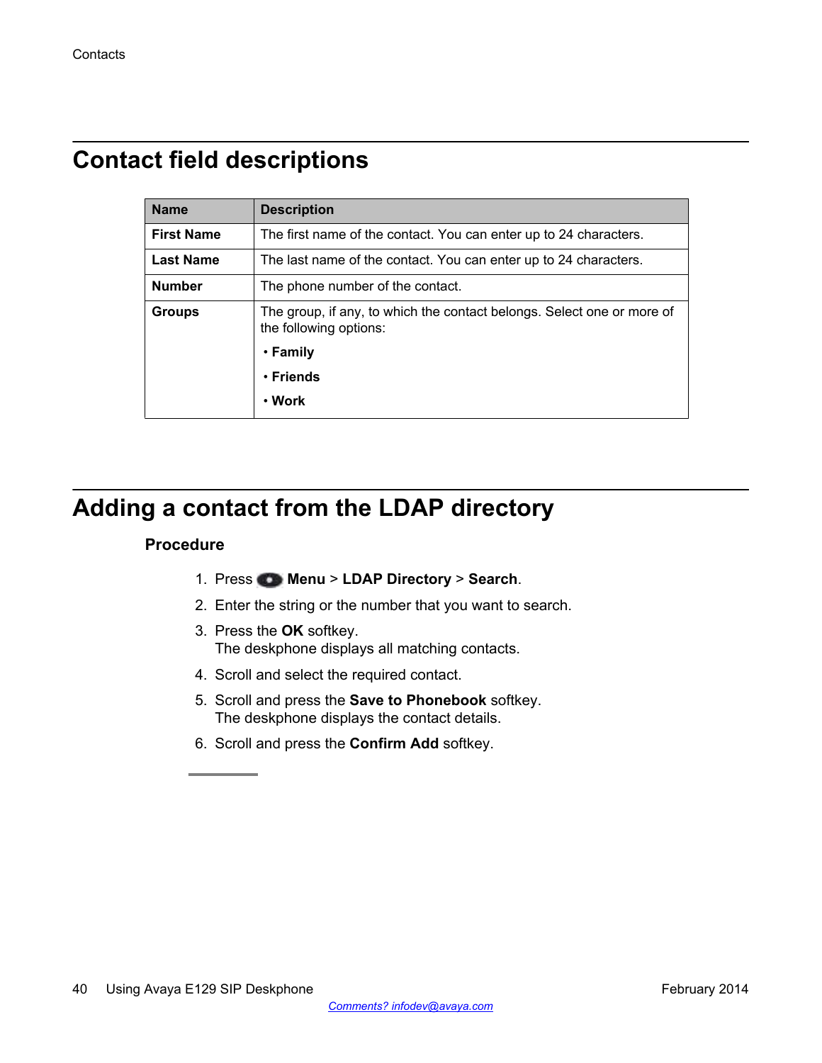# Contact field descriptions

| Name | Description |
| --- | --- |
| **First Name** | The first name of the contact. You can enter up to 24 characters. |
| **Last Name** | The last name of the contact. You can enter up to 24 characters. |
| **Number** | The phone number of the contact. |
| **Groups** | The group, if any, to which the contact belongs. Select one or more of the following options:<br>• **Family**<br>• **Friends**<br>• **Work** |

# Adding a contact from the LDAP directory

## Procedure

1. Press **Menu** > **LDAP Directory** > **Search**.
2. Enter the string or the number that you want to search.
3. Press the **OK** softkey.
   The deskphone displays all matching contacts.
4. Scroll and select the required contact.
5. Scroll and press the **Save to Phonebook** softkey.
   The deskphone displays the contact details.
6. Scroll and press the **Confirm Add** softkey.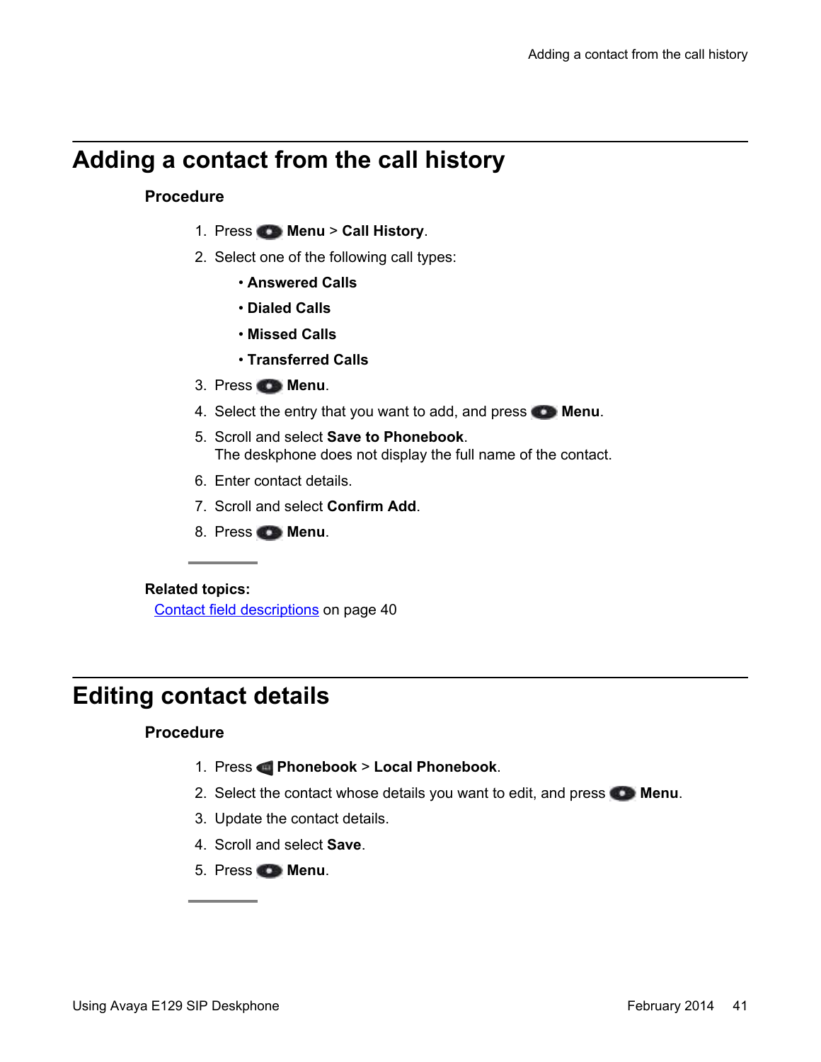# Adding a contact from the call history

### Procedure

1. Press **Menu** > **Call History**.
2. Select one of the following call types:
   - **Answered Calls**
   - **Dialed Calls**
   - **Missed Calls**
   - **Transferred Calls**
3. Press **Menu**.
4. Select the entry that you want to add, and press **Menu**.
5. Scroll and select **Save to Phonebook**.
   The deskphone does not display the full name of the contact.
6. Enter contact details.
7. Scroll and select **Confirm Add**.
8. Press **Menu**.

**Related topics:**
Contact field descriptions on page 40

# Editing contact details

### Procedure

1. Press **Phonebook** > **Local Phonebook**.
2. Select the contact whose details you want to edit, and press **Menu**.
3. Update the contact details.
4. Scroll and select **Save**.
5. Press **Menu**.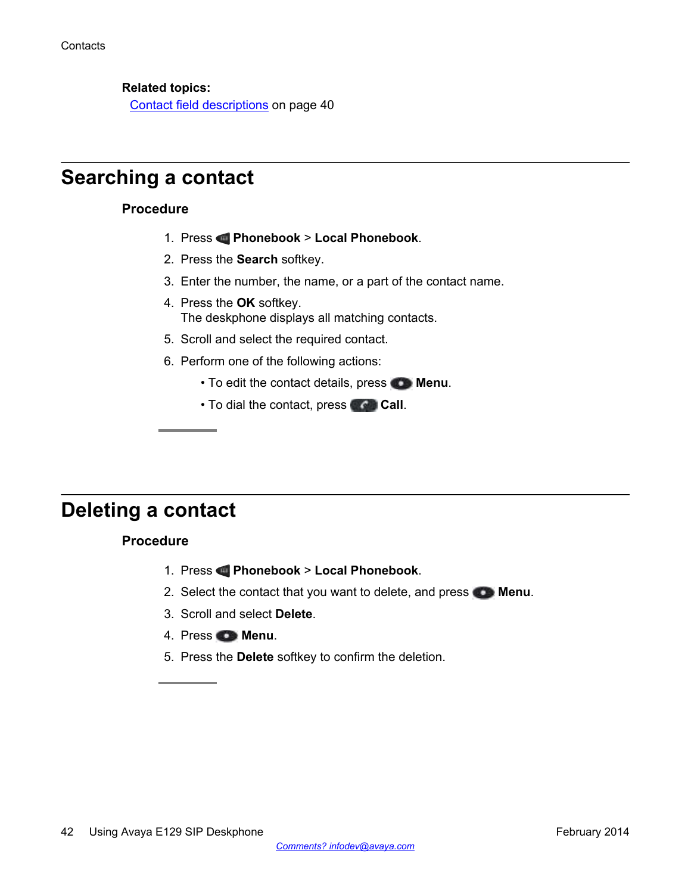**Related topics:**
[Contact field descriptions](#) on page 40

## Searching a contact

### Procedure

1. Press **Phonebook** > **Local Phonebook**.
2. Press the **Search** softkey.
3. Enter the number, the name, or a part of the contact name.
4. Press the **OK** softkey.
   The deskphone displays all matching contacts.
5. Scroll and select the required contact.
6. Perform one of the following actions:
   - To edit the contact details, press **Menu**.
   - To dial the contact, press **Call**.

## Deleting a contact

### Procedure

1. Press **Phonebook** > **Local Phonebook**.
2. Select the contact that you want to delete, and press **Menu**.
3. Scroll and select **Delete**.
4. Press **Menu**.
5. Press the **Delete** softkey to confirm the deletion.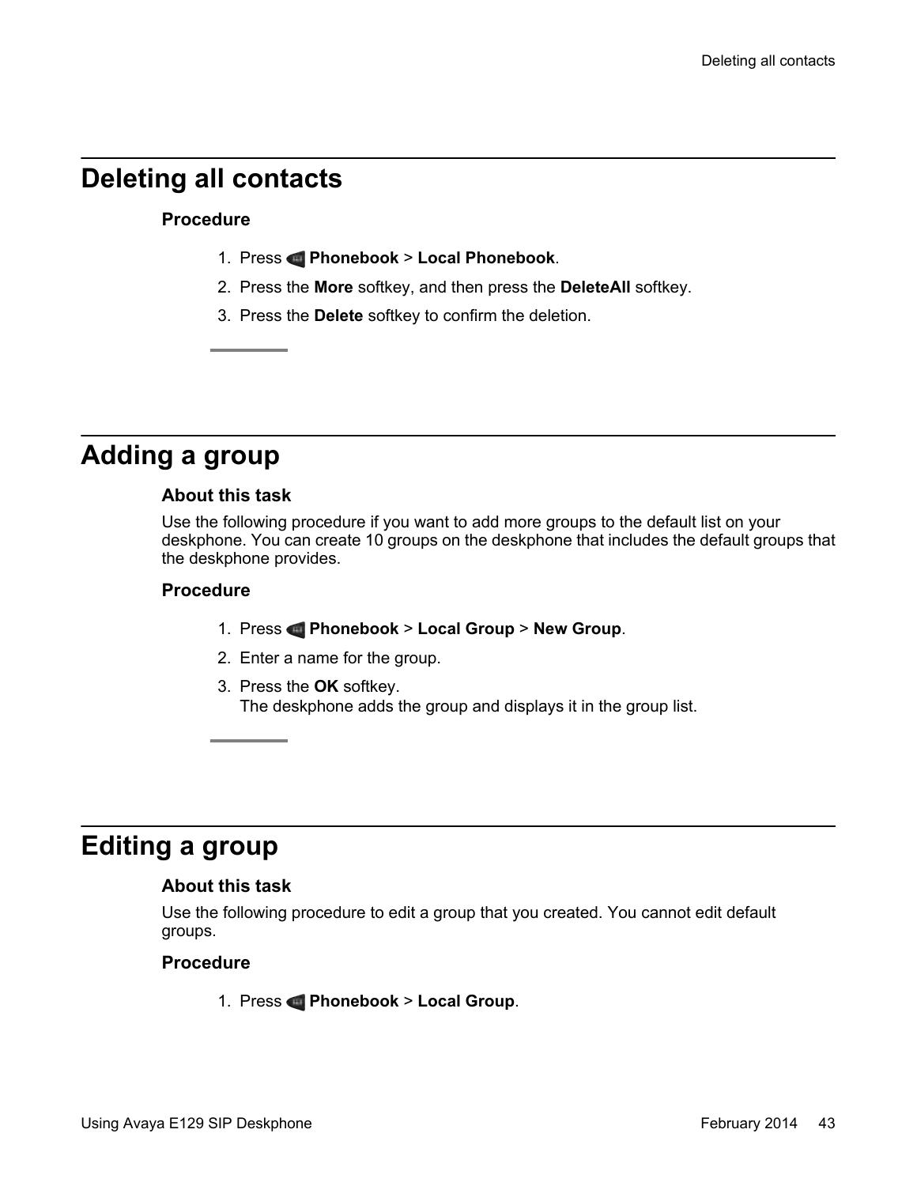## Deleting all contacts

### Procedure

1. Press **Phonebook** > **Local Phonebook**.
2. Press the **More** softkey, and then press the **DeleteAll** softkey.
3. Press the **Delete** softkey to confirm the deletion.

## Adding a group

### About this task

Use the following procedure if you want to add more groups to the default list on your deskphone. You can create 10 groups on the deskphone that includes the default groups that the deskphone provides.

### Procedure

1. Press **Phonebook** > **Local Group** > **New Group**.
2. Enter a name for the group.
3. Press the **OK** softkey.
   The deskphone adds the group and displays it in the group list.

## Editing a group

### About this task

Use the following procedure to edit a group that you created. You cannot edit default groups.

### Procedure

1. Press **Phonebook** > **Local Group**.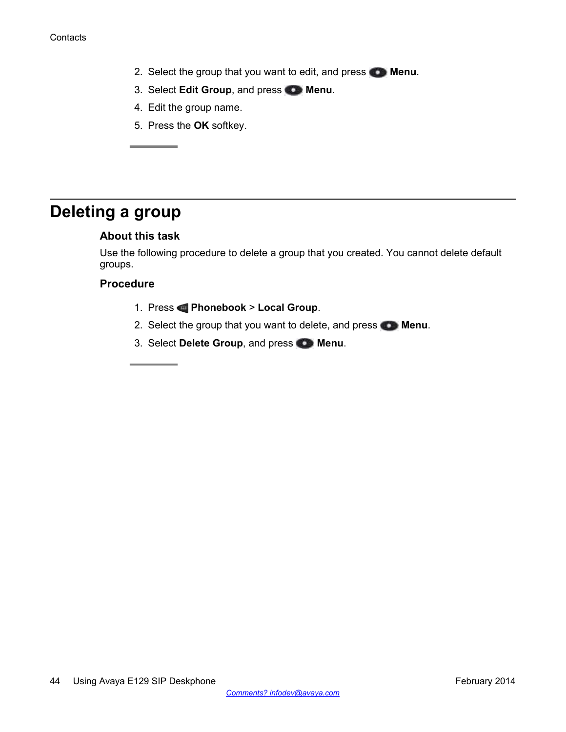2. Select the group that you want to edit, and press **Menu**.
3. Select **Edit Group**, and press **Menu**.
4. Edit the group name.
5. Press the **OK** softkey.

# Deleting a group

### About this task

Use the following procedure to delete a group that you created. You cannot delete default groups.

### Procedure

1. Press **Phonebook** > **Local Group**.
2. Select the group that you want to delete, and press **Menu**.
3. Select **Delete Group**, and press **Menu**.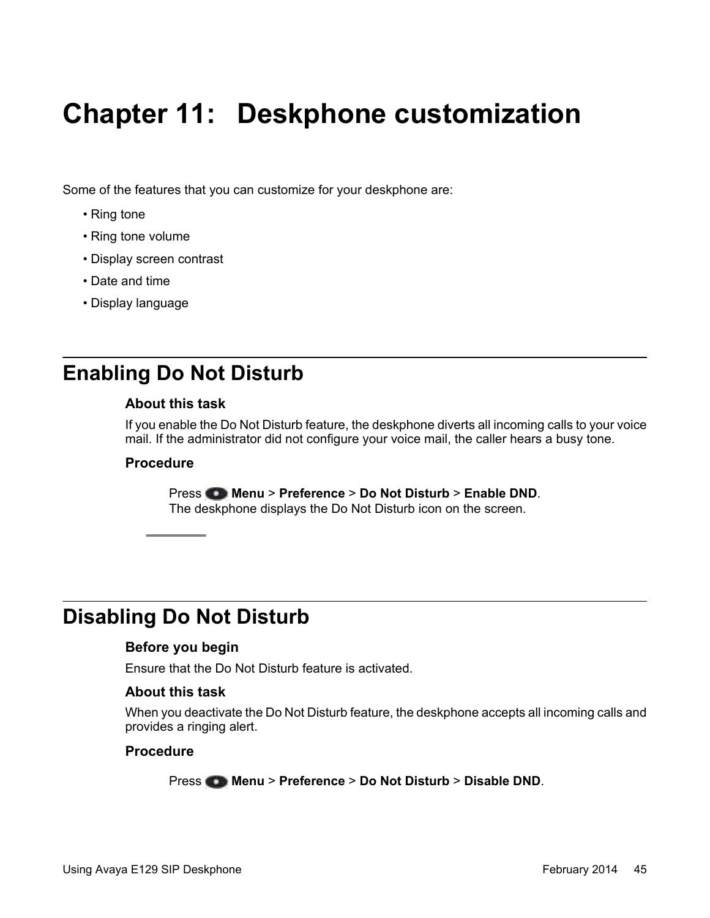# Chapter 11: Deskphone customization

Some of the features that you can customize for your deskphone are:

- Ring tone
- Ring tone volume
- Display screen contrast
- Date and time
- Display language

## Enabling Do Not Disturb

### About this task

If you enable the Do Not Disturb feature, the deskphone diverts all incoming calls to your voice mail. If the administrator did not configure your voice mail, the caller hears a busy tone.

### Procedure

Press **Menu** > **Preference** > **Do Not Disturb** > **Enable DND**.
The deskphone displays the Do Not Disturb icon on the screen.

## Disabling Do Not Disturb

### Before you begin

Ensure that the Do Not Disturb feature is activated.

### About this task

When you deactivate the Do Not Disturb feature, the deskphone accepts all incoming calls and provides a ringing alert.

### Procedure

Press **Menu** > **Preference** > **Do Not Disturb** > **Disable DND**.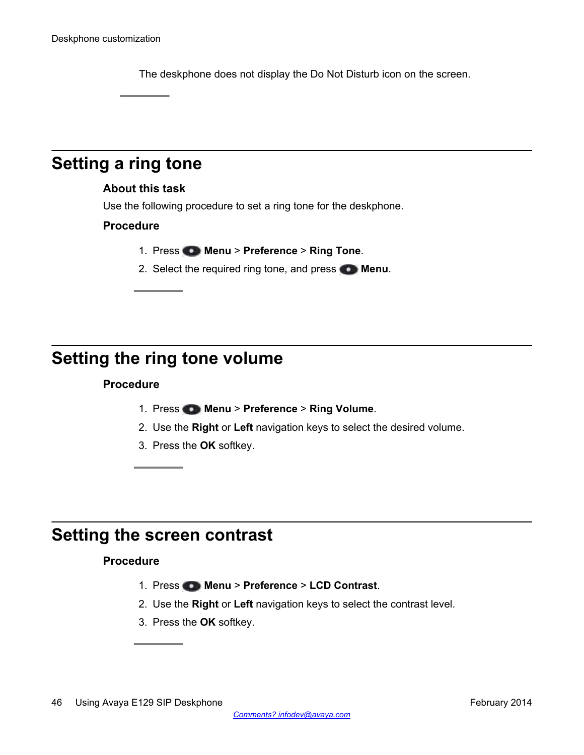The deskphone does not display the Do Not Disturb icon on the screen.

## Setting a ring tone

### About this task

Use the following procedure to set a ring tone for the deskphone.

### Procedure

1. Press **Menu** > **Preference** > **Ring Tone**.
2. Select the required ring tone, and press **Menu**.

## Setting the ring tone volume

### Procedure

1. Press **Menu** > **Preference** > **Ring Volume**.
2. Use the **Right** or **Left** navigation keys to select the desired volume.
3. Press the **OK** softkey.

## Setting the screen contrast

### Procedure

1. Press **Menu** > **Preference** > **LCD Contrast**.
2. Use the **Right** or **Left** navigation keys to select the contrast level.
3. Press the **OK** softkey.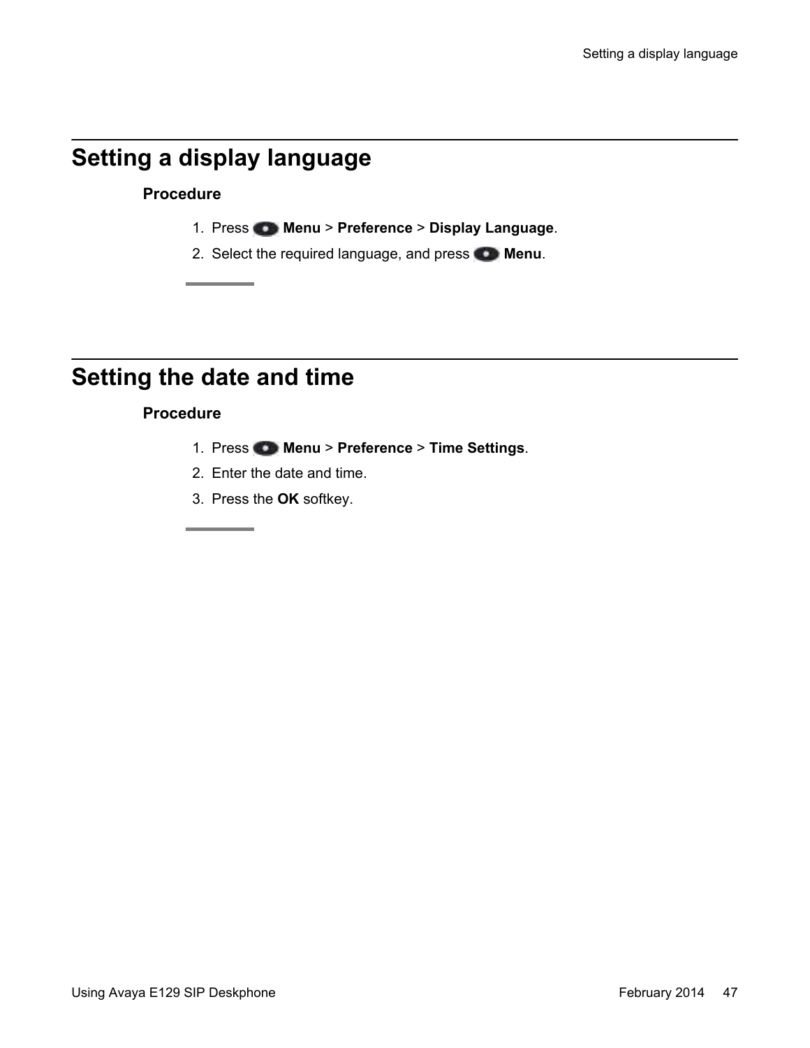## Setting a display language

**Procedure**

1. Press **Menu** > **Preference** > **Display Language**.
2. Select the required language, and press **Menu**.

## Setting the date and time

**Procedure**

1. Press **Menu** > **Preference** > **Time Settings**.
2. Enter the date and time.
3. Press the **OK** softkey.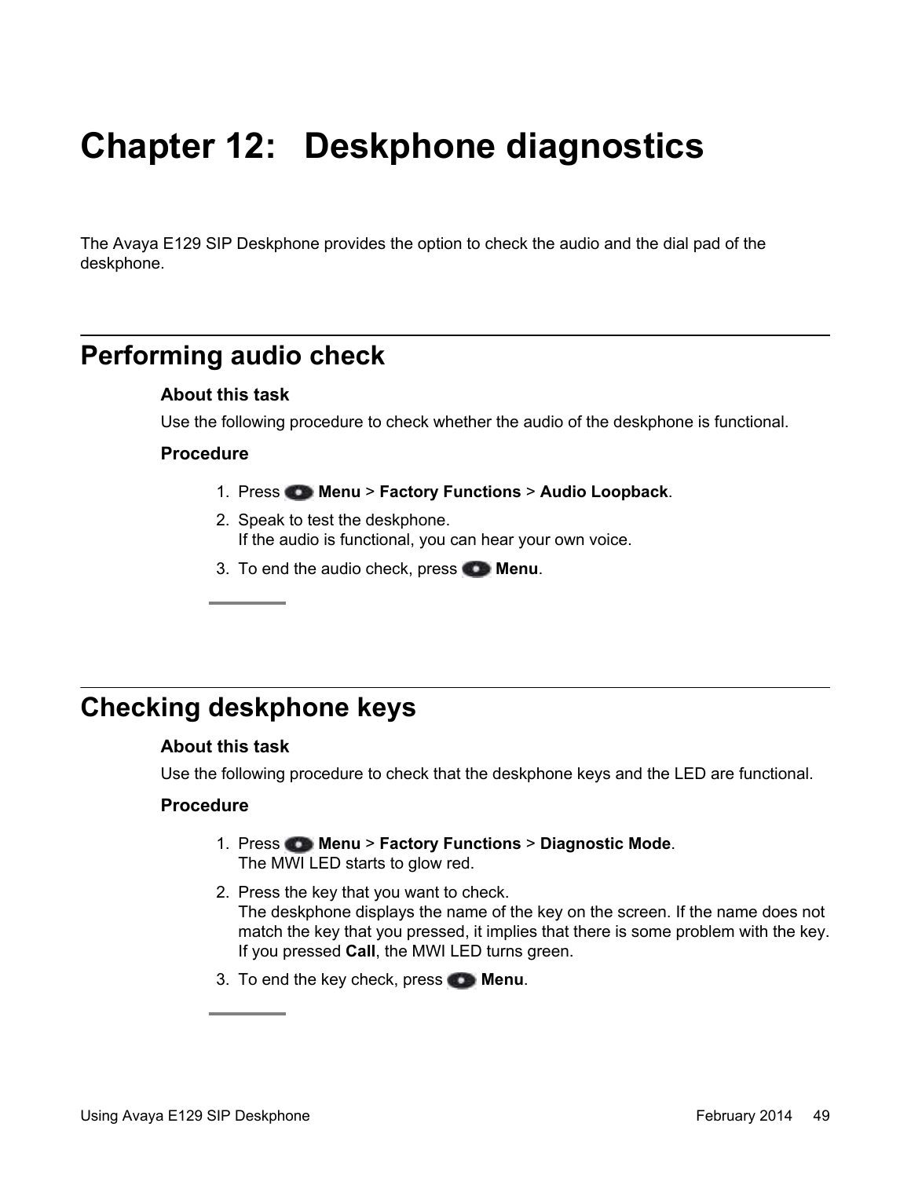# Chapter 12: Deskphone diagnostics

The Avaya E129 SIP Deskphone provides the option to check the audio and the dial pad of the deskphone.

## Performing audio check

### About this task

Use the following procedure to check whether the audio of the deskphone is functional.

### Procedure

1. Press **Menu** > **Factory Functions** > **Audio Loopback**.
2. Speak to test the deskphone.
   If the audio is functional, you can hear your own voice.
3. To end the audio check, press **Menu**.

## Checking deskphone keys

### About this task

Use the following procedure to check that the deskphone keys and the LED are functional.

### Procedure

1. Press **Menu** > **Factory Functions** > **Diagnostic Mode**.
   The MWI LED starts to glow red.
2. Press the key that you want to check.
   The deskphone displays the name of the key on the screen. If the name does not match the key that you pressed, it implies that there is some problem with the key. If you pressed **Call**, the MWI LED turns green.
3. To end the key check, press **Menu**.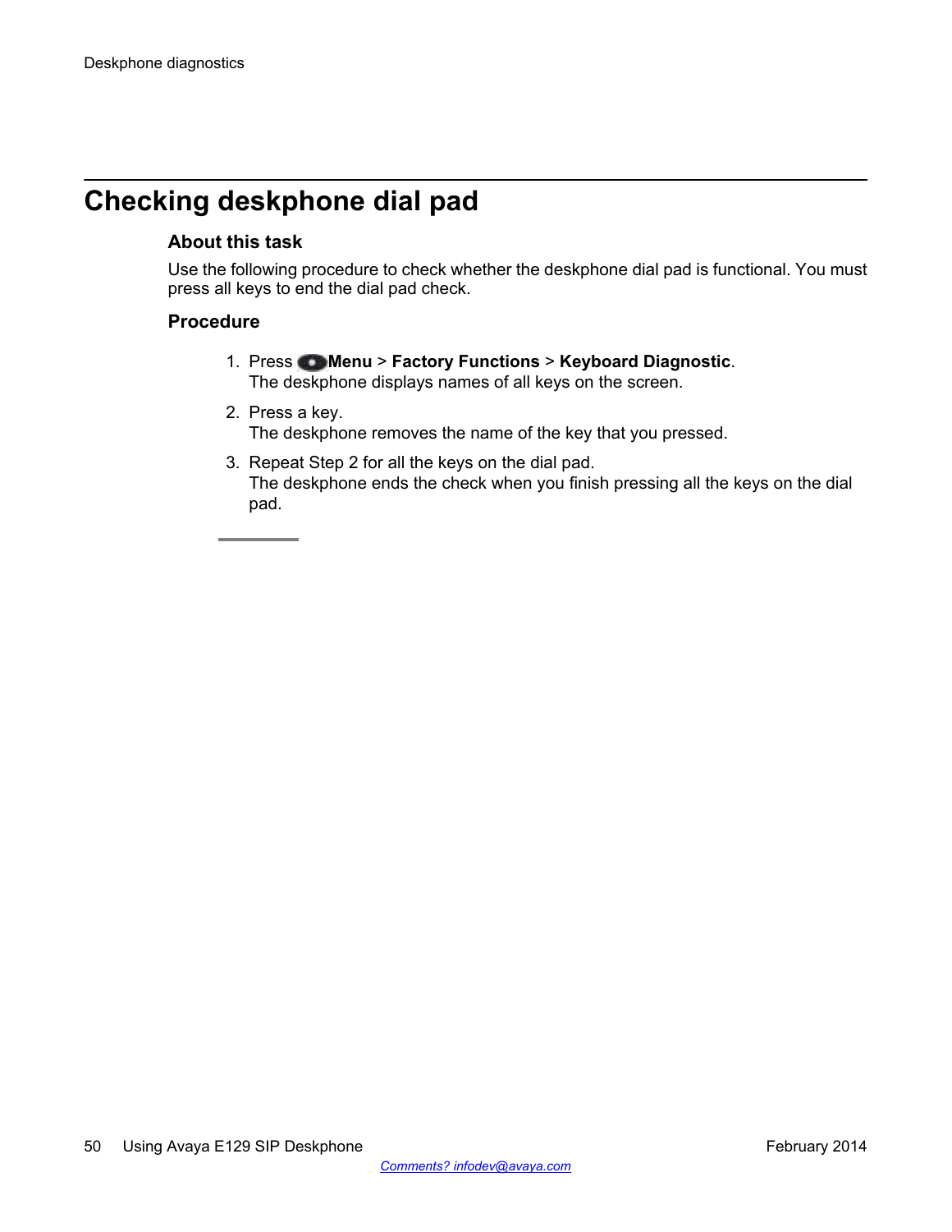# Checking deskphone dial pad

### About this task

Use the following procedure to check whether the deskphone dial pad is functional. You must press all keys to end the dial pad check.

### Procedure

1. Press **Menu** > **Factory Functions** > **Keyboard Diagnostic**.
   The deskphone displays names of all keys on the screen.
2. Press a key.
   The deskphone removes the name of the key that you pressed.
3. Repeat Step 2 for all the keys on the dial pad.
   The deskphone ends the check when you finish pressing all the keys on the dial pad.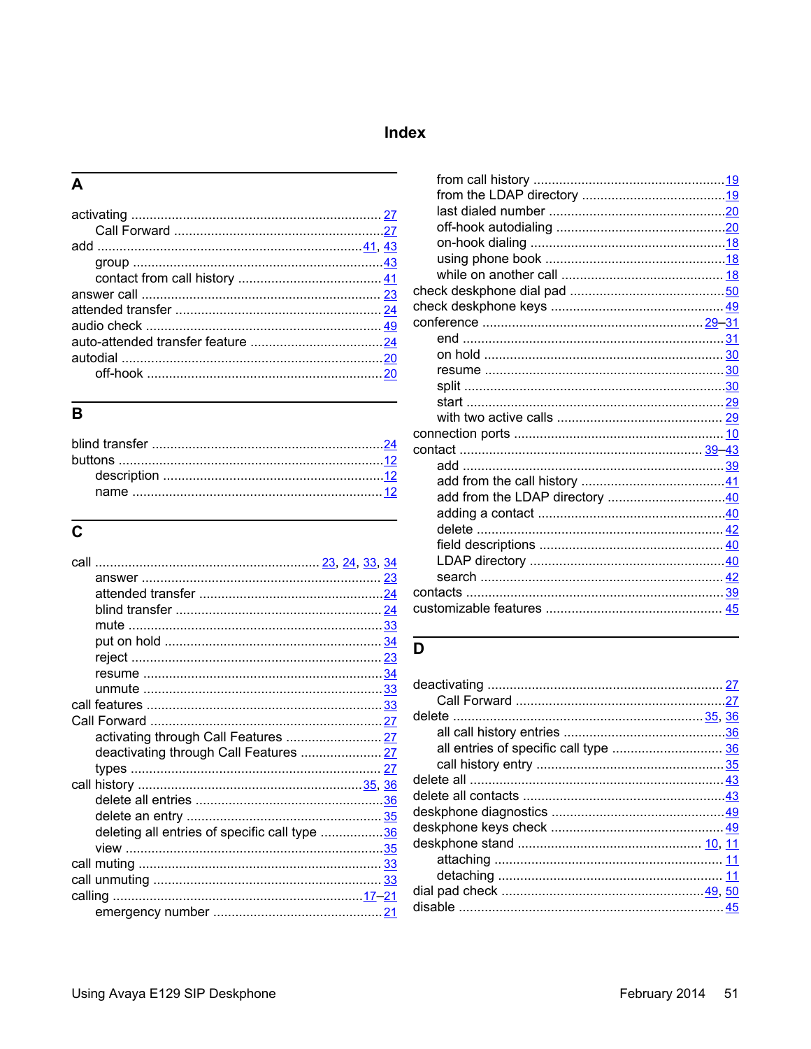# Index

## A

activating ... 27
- Call Forward ... 27

add ... 41, 43
- group ... 43
- contact from call history ... 41

answer call ... 23
attended transfer ... 24
audio check ... 49
auto-attended transfer feature ... 24
autodial ... 20
- off-hook ... 20

## B

blind transfer ... 24
buttons ... 12
- description ... 12
- name ... 12

## C

call ... 23, 24, 33, 34
- answer ... 23
- attended transfer ... 24
- blind transfer ... 24
- mute ... 33
- put on hold ... 34
- reject ... 23
- resume ... 34
- unmute ... 33

call features ... 33
Call Forward ... 27
- activating through Call Features ... 27
- deactivating through Call Features ... 27
- types ... 27

call history ... 35, 36
- delete all entries ... 36
- delete an entry ... 35
- deleting all entries of specific call type ... 36
- view ... 35

call muting ... 33
call unmuting ... 33
calling ... 17–21
- emergency number ... 21
- from call history ... 19
- from the LDAP directory ... 19
- last dialed number ... 20
- off-hook autodialing ... 20
- on-hook dialing ... 18
- using phone book ... 18
- while on another call ... 18

check deskphone dial pad ... 50
check deskphone keys ... 49
conference ... 29–31
- end ... 31
- on hold ... 30
- resume ... 30
- split ... 30
- start ... 29
- with two active calls ... 29

connection ports ... 10
contact ... 39–43
- add ... 39
- add from the call history ... 41
- add from the LDAP directory ... 40
- adding a contact ... 40
- delete ... 42
- field descriptions ... 40
- LDAP directory ... 40
- search ... 42

contacts ... 39
customizable features ... 45

## D

deactivating ... 27
- Call Forward ... 27

delete ... 35, 36
- all call history entries ... 36
- all entries of specific call type ... 36
- call history entry ... 35

delete all ... 43
delete all contacts ... 43
deskphone diagnostics ... 49
deskphone keys check ... 49
deskphone stand ... 10, 11
- attaching ... 11
- detaching ... 11

dial pad check ... 49, 50
disable ... 45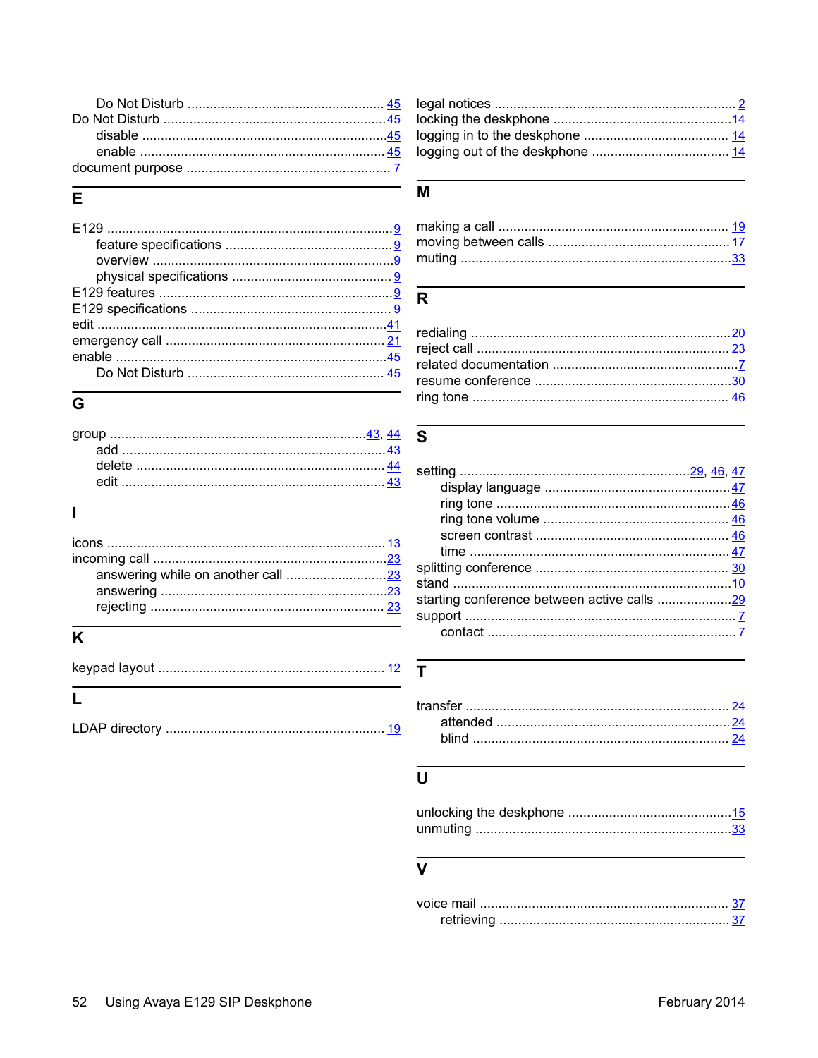- Do Not Disturb ...................................................... 45

Do Not Disturb ............................................................ 45

- disable ................................................................. 45
- enable .................................................................. 45

document purpose ......................................................... 7

## E

E129 ........................................................................... 9

- feature specifications ............................................. 9
- overview ................................................................ 9
- physical specifications ........................................... 9

E129 features ............................................................... 9

E129 specifications ....................................................... 9

edit ............................................................................ 41

emergency call ............................................................ 21

enable ........................................................................ 45

- Do Not Disturb ...................................................... 45

## G

group .................................................................... 43, 44

- add ....................................................................... 43
- delete ................................................................... 44
- edit ....................................................................... 43

## I

icons .......................................................................... 13

incoming call ............................................................... 23

- answering while on another call ............................ 23
- answering ............................................................. 23
- rejecting ............................................................... 23

## K

keypad layout .............................................................. 12

## L

LDAP directory ............................................................ 19

legal notices .................................................................. 2

locking the deskphone .................................................. 14

logging in to the deskphone .......................................... 14

logging out of the deskphone ........................................ 14

## M

making a call ............................................................... 19

moving between calls ................................................... 17

muting ......................................................................... 33

## R

redialing ...................................................................... 20

reject call ..................................................................... 23

related documentation .................................................... 7

resume conference ....................................................... 30

ring tone ...................................................................... 46

## S

setting ............................................................... 29, 46, 47

- display language ................................................... 47
- ring tone ............................................................... 46
- ring tone volume ................................................... 46
- screen contrast ...................................................... 46
- time ...................................................................... 47

splitting conference ...................................................... 30

stand ........................................................................... 10

starting conference between active calls ...................... 29

support .......................................................................... 7

- contact ................................................................... 7

## T

transfer ....................................................................... 24

- attended ............................................................... 24
- blind ..................................................................... 24

## U

unlocking the deskphone .............................................. 15

unmuting ..................................................................... 33

## V

voice mail .................................................................... 37

- retrieving .............................................................. 37